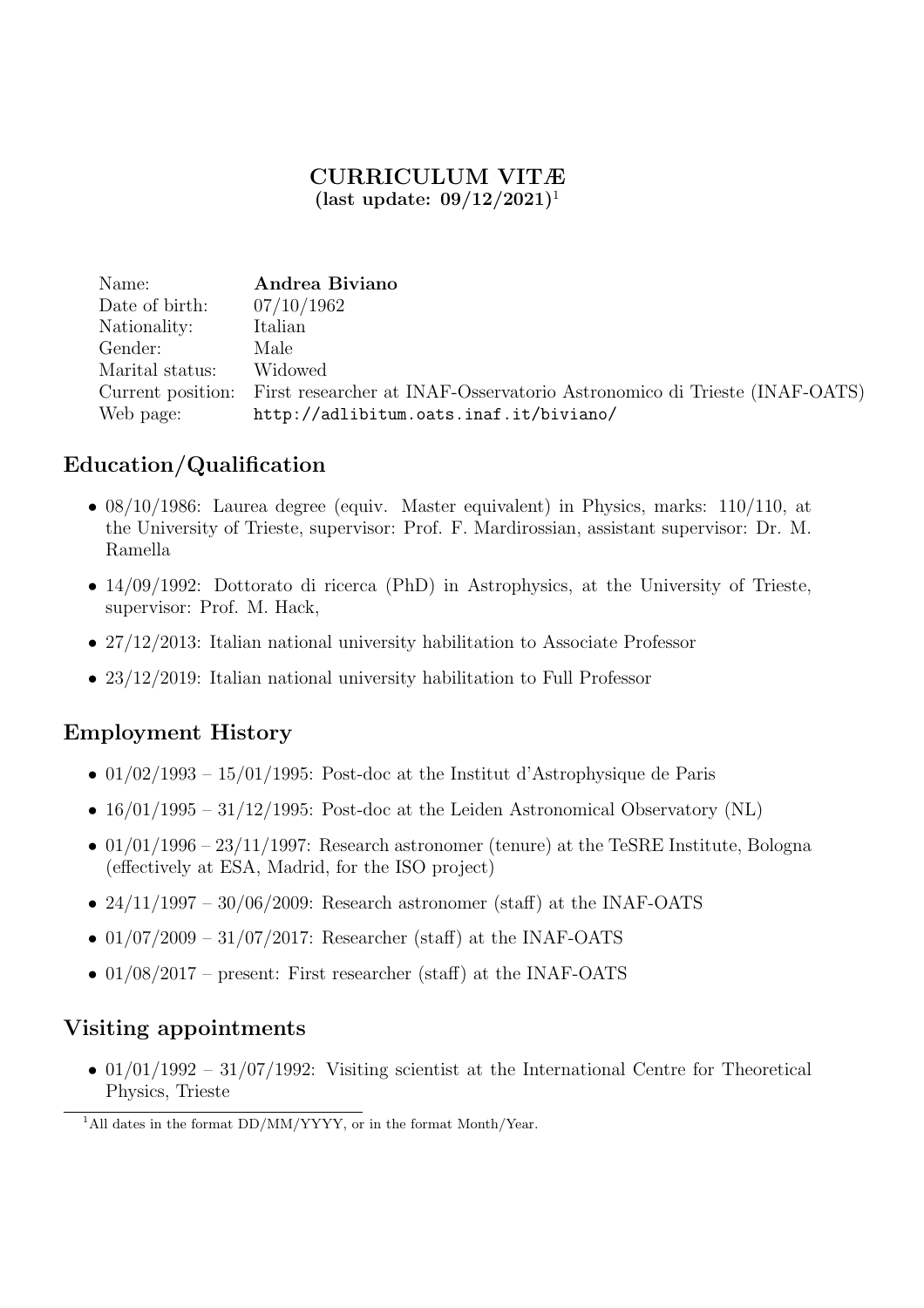# CURRICULUM VITÆ

**(last update: 09/12/2021)**[1]

| | |
|---|---|
| Name: | **Andrea Biviano** |
| Date of birth: | 07/10/1962 |
| Nationality: | Italian |
| Gender: | Male |
| Marital status: | Widowed |
| Current position: | First researcher at INAF-Osservatorio Astronomico di Trieste (INAF-OATS) |
| Web page: | `http://adlibitum.oats.inaf.it/biviano/` |

## Education/Qualification

- 08/10/1986: Laurea degree (equiv. Master equivalent) in Physics, marks: 110/110, at the University of Trieste, supervisor: Prof. F. Mardirossian, assistant supervisor: Dr. M. Ramella
- 14/09/1992: Dottorato di ricerca (PhD) in Astrophysics, at the University of Trieste, supervisor: Prof. M. Hack,
- 27/12/2013: Italian national university habilitation to Associate Professor
- 23/12/2019: Italian national university habilitation to Full Professor

## Employment History

- 01/02/1993 – 15/01/1995: Post-doc at the Institut d'Astrophysique de Paris
- 16/01/1995 – 31/12/1995: Post-doc at the Leiden Astronomical Observatory (NL)
- 01/01/1996 – 23/11/1997: Research astronomer (tenure) at the TeSRE Institute, Bologna (effectively at ESA, Madrid, for the ISO project)
- 24/11/1997 – 30/06/2009: Research astronomer (staff) at the INAF-OATS
- 01/07/2009 – 31/07/2017: Researcher (staff) at the INAF-OATS
- 01/08/2017 – present: First researcher (staff) at the INAF-OATS

## Visiting appointments

- 01/01/1992 – 31/07/1992: Visiting scientist at the International Centre for Theoretical Physics, Trieste

[1] All dates in the format DD/MM/YYYY, or in the format Month/Year.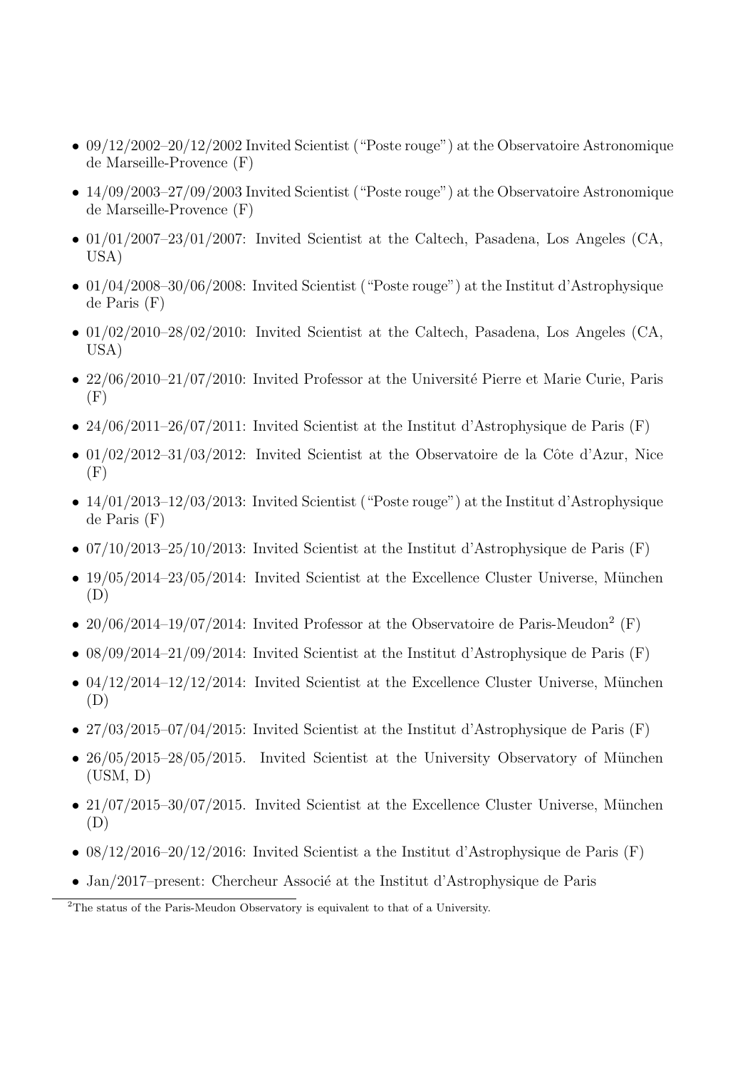- 09/12/2002–20/12/2002 Invited Scientist ("Poste rouge") at the Observatoire Astronomique de Marseille-Provence (F)
- 14/09/2003–27/09/2003 Invited Scientist ("Poste rouge") at the Observatoire Astronomique de Marseille-Provence (F)
- 01/01/2007–23/01/2007: Invited Scientist at the Caltech, Pasadena, Los Angeles (CA, USA)
- 01/04/2008–30/06/2008: Invited Scientist ("Poste rouge") at the Institut d'Astrophysique de Paris (F)
- 01/02/2010–28/02/2010: Invited Scientist at the Caltech, Pasadena, Los Angeles (CA, USA)
- 22/06/2010–21/07/2010: Invited Professor at the Université Pierre et Marie Curie, Paris (F)
- 24/06/2011–26/07/2011: Invited Scientist at the Institut d'Astrophysique de Paris (F)
- 01/02/2012–31/03/2012: Invited Scientist at the Observatoire de la Côte d'Azur, Nice (F)
- 14/01/2013–12/03/2013: Invited Scientist ("Poste rouge") at the Institut d'Astrophysique de Paris (F)
- 07/10/2013–25/10/2013: Invited Scientist at the Institut d'Astrophysique de Paris (F)
- 19/05/2014–23/05/2014: Invited Scientist at the Excellence Cluster Universe, München (D)
- 20/06/2014–19/07/2014: Invited Professor at the Observatoire de Paris-Meudon[2] (F)
- 08/09/2014–21/09/2014: Invited Scientist at the Institut d'Astrophysique de Paris (F)
- 04/12/2014–12/12/2014: Invited Scientist at the Excellence Cluster Universe, München (D)
- 27/03/2015–07/04/2015: Invited Scientist at the Institut d'Astrophysique de Paris (F)
- 26/05/2015–28/05/2015. Invited Scientist at the University Observatory of München (USM, D)
- 21/07/2015–30/07/2015. Invited Scientist at the Excellence Cluster Universe, München (D)
- 08/12/2016–20/12/2016: Invited Scientist a the Institut d'Astrophysique de Paris (F)
- Jan/2017–present: Chercheur Associé at the Institut d'Astrophysique de Paris

[2] The status of the Paris-Meudon Observatory is equivalent to that of a University.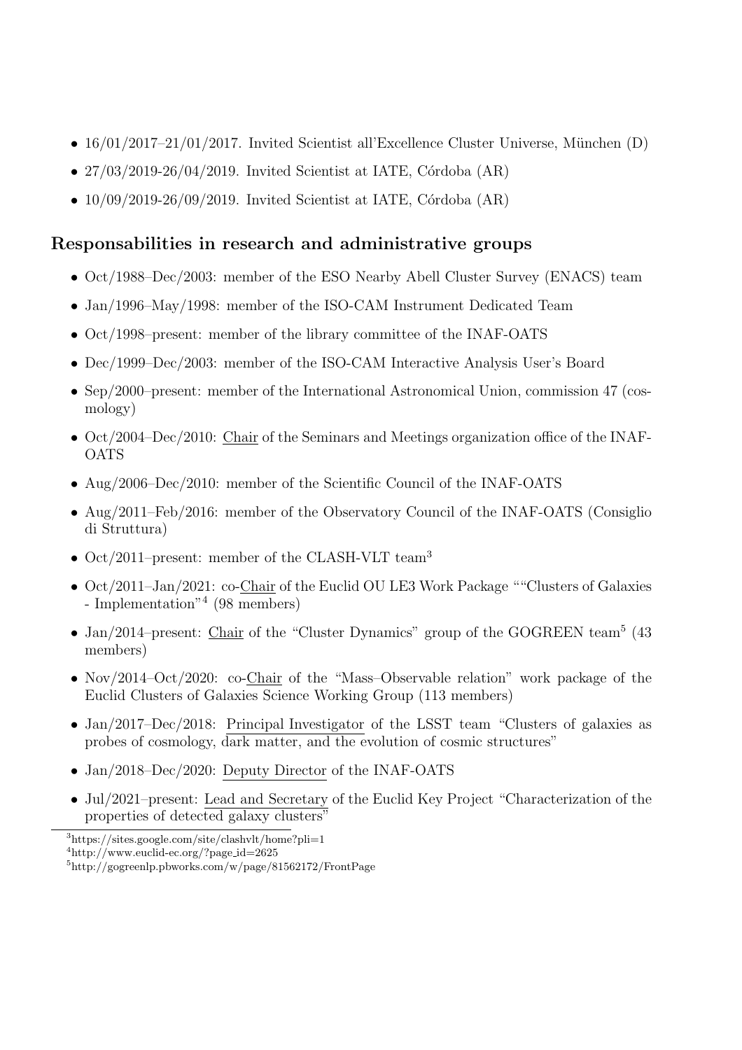- 16/01/2017–21/01/2017. Invited Scientist all'Excellence Cluster Universe, München (D)
- 27/03/2019-26/04/2019. Invited Scientist at IATE, Córdoba (AR)
- 10/09/2019-26/09/2019. Invited Scientist at IATE, Córdoba (AR)

## Responsabilities in research and administrative groups

- Oct/1988–Dec/2003: member of the ESO Nearby Abell Cluster Survey (ENACS) team
- Jan/1996–May/1998: member of the ISO-CAM Instrument Dedicated Team
- Oct/1998–present: member of the library committee of the INAF-OATS
- Dec/1999–Dec/2003: member of the ISO-CAM Interactive Analysis User's Board
- Sep/2000–present: member of the International Astronomical Union, commission 47 (cosmology)
- Oct/2004–Dec/2010: <u>Chair</u> of the Seminars and Meetings organization office of the INAF-OATS
- Aug/2006–Dec/2010: member of the Scientific Council of the INAF-OATS
- Aug/2011–Feb/2016: member of the Observatory Council of the INAF-OATS (Consiglio di Struttura)
- Oct/2011–present: member of the CLASH-VLT team[3]
- Oct/2011–Jan/2021: co-<u>Chair</u> of the Euclid OU LE3 Work Package ""Clusters of Galaxies - Implementation"[4] (98 members)
- Jan/2014–present: <u>Chair</u> of the "Cluster Dynamics" group of the GOGREEN team[5] (43 members)
- Nov/2014–Oct/2020: co-<u>Chair</u> of the "Mass–Observable relation" work package of the Euclid Clusters of Galaxies Science Working Group (113 members)
- Jan/2017–Dec/2018: <u>Principal Investigator</u> of the LSST team "Clusters of galaxies as probes of cosmology, dark matter, and the evolution of cosmic structures"
- Jan/2018–Dec/2020: <u>Deputy Director</u> of the INAF-OATS
- Jul/2021–present: <u>Lead and Secretary</u> of the Euclid Key Project "Characterization of the properties of detected galaxy clusters"

[3] https://sites.google.com/site/clashvlt/home?pli=1
[4] http://www.euclid-ec.org/?page_id=2625
[5] http://gogreenlp.pbworks.com/w/page/81562172/FrontPage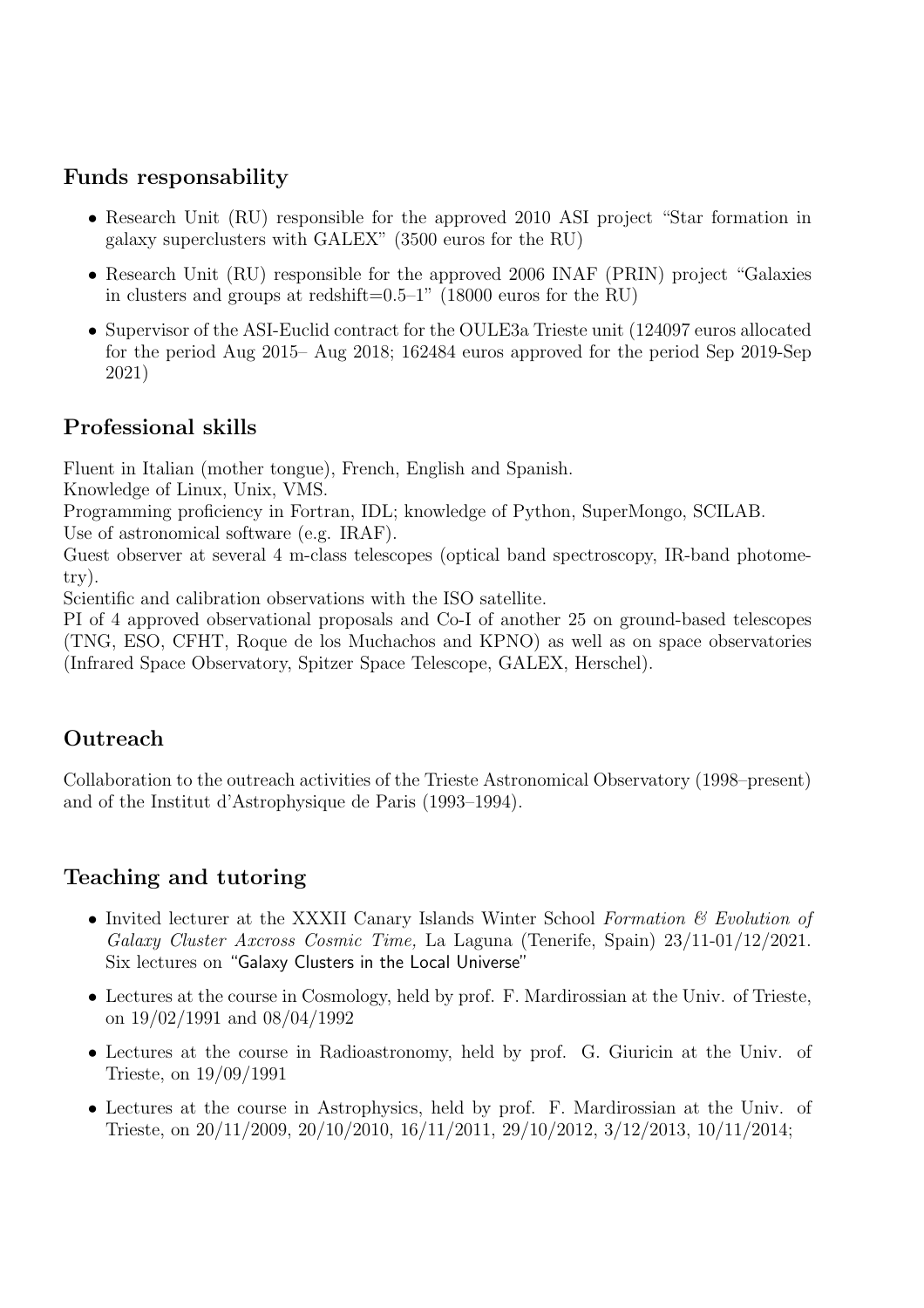## Funds responsability

- Research Unit (RU) responsible for the approved 2010 ASI project "Star formation in galaxy superclusters with GALEX" (3500 euros for the RU)
- Research Unit (RU) responsible for the approved 2006 INAF (PRIN) project "Galaxies in clusters and groups at redshift=0.5–1" (18000 euros for the RU)
- Supervisor of the ASI-Euclid contract for the OULE3a Trieste unit (124097 euros allocated for the period Aug 2015– Aug 2018; 162484 euros approved for the period Sep 2019-Sep 2021)

## Professional skills

Fluent in Italian (mother tongue), French, English and Spanish.
Knowledge of Linux, Unix, VMS.
Programming proficiency in Fortran, IDL; knowledge of Python, SuperMongo, SCILAB.
Use of astronomical software (e.g. IRAF).
Guest observer at several 4 m-class telescopes (optical band spectroscopy, IR-band photometry).
Scientific and calibration observations with the ISO satellite.
PI of 4 approved observational proposals and Co-I of another 25 on ground-based telescopes (TNG, ESO, CFHT, Roque de los Muchachos and KPNO) as well as on space observatories (Infrared Space Observatory, Spitzer Space Telescope, GALEX, Herschel).

## Outreach

Collaboration to the outreach activities of the Trieste Astronomical Observatory (1998–present) and of the Institut d'Astrophysique de Paris (1993–1994).

## Teaching and tutoring

- Invited lecturer at the XXXII Canary Islands Winter School *Formation & Evolution of Galaxy Cluster Axcross Cosmic Time,* La Laguna (Tenerife, Spain) 23/11-01/12/2021. Six lectures on "Galaxy Clusters in the Local Universe"
- Lectures at the course in Cosmology, held by prof. F. Mardirossian at the Univ. of Trieste, on 19/02/1991 and 08/04/1992
- Lectures at the course in Radioastronomy, held by prof. G. Giuricin at the Univ. of Trieste, on 19/09/1991
- Lectures at the course in Astrophysics, held by prof. F. Mardirossian at the Univ. of Trieste, on 20/11/2009, 20/10/2010, 16/11/2011, 29/10/2012, 3/12/2013, 10/11/2014;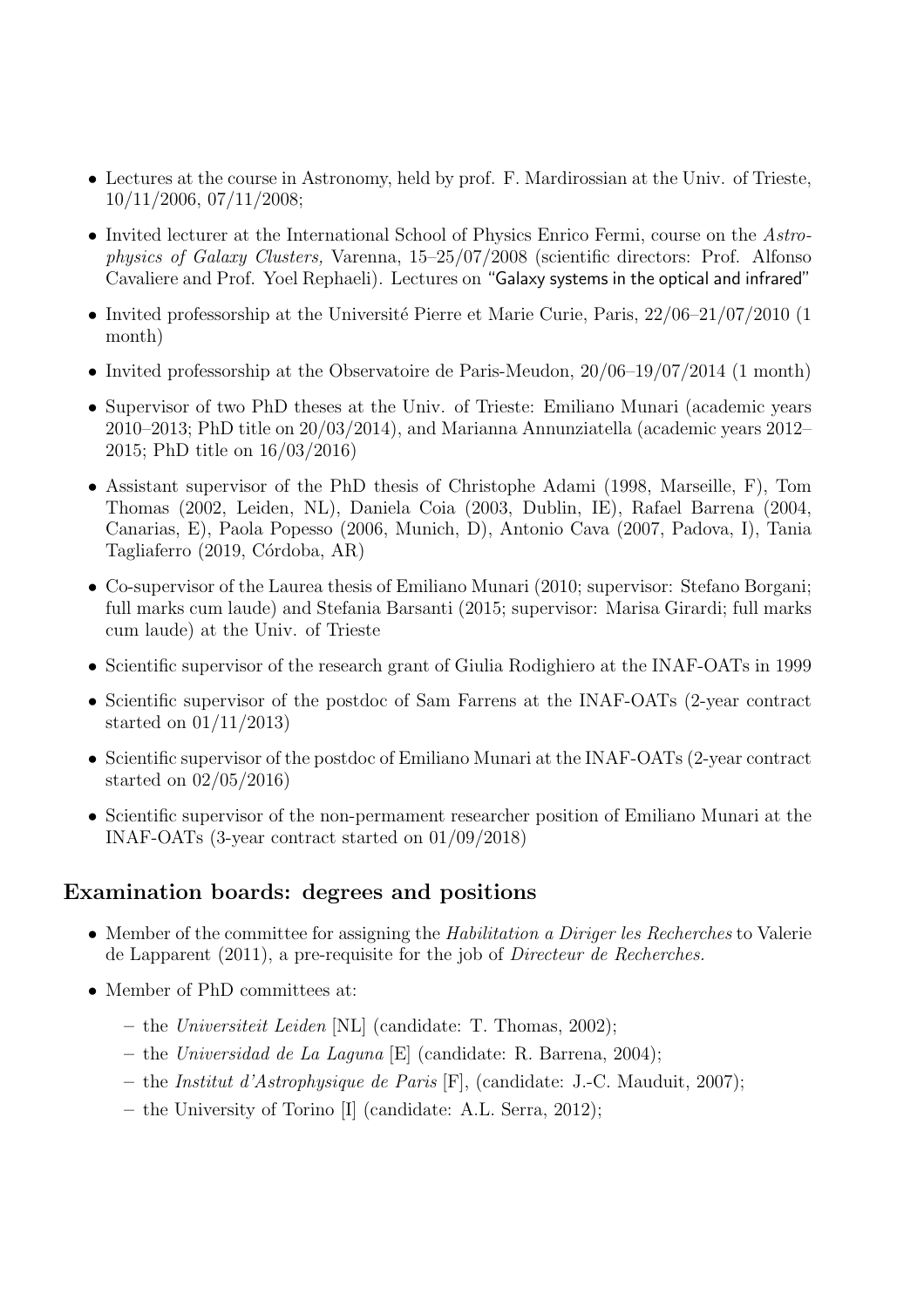- Lectures at the course in Astronomy, held by prof. F. Mardirossian at the Univ. of Trieste, 10/11/2006, 07/11/2008;
- Invited lecturer at the International School of Physics Enrico Fermi, course on the *Astrophysics of Galaxy Clusters,* Varenna, 15–25/07/2008 (scientific directors: Prof. Alfonso Cavaliere and Prof. Yoel Rephaeli). Lectures on "Galaxy systems in the optical and infrared"
- Invited professorship at the Université Pierre et Marie Curie, Paris, 22/06–21/07/2010 (1 month)
- Invited professorship at the Observatoire de Paris-Meudon, 20/06–19/07/2014 (1 month)
- Supervisor of two PhD theses at the Univ. of Trieste: Emiliano Munari (academic years 2010–2013; PhD title on 20/03/2014), and Marianna Annunziatella (academic years 2012–2015; PhD title on 16/03/2016)
- Assistant supervisor of the PhD thesis of Christophe Adami (1998, Marseille, F), Tom Thomas (2002, Leiden, NL), Daniela Coia (2003, Dublin, IE), Rafael Barrena (2004, Canarias, E), Paola Popesso (2006, Munich, D), Antonio Cava (2007, Padova, I), Tania Tagliaferro (2019, Córdoba, AR)
- Co-supervisor of the Laurea thesis of Emiliano Munari (2010; supervisor: Stefano Borgani; full marks cum laude) and Stefania Barsanti (2015; supervisor: Marisa Girardi; full marks cum laude) at the Univ. of Trieste
- Scientific supervisor of the research grant of Giulia Rodighiero at the INAF-OATs in 1999
- Scientific supervisor of the postdoc of Sam Farrens at the INAF-OATs (2-year contract started on 01/11/2013)
- Scientific supervisor of the postdoc of Emiliano Munari at the INAF-OATs (2-year contract started on 02/05/2016)
- Scientific supervisor of the non-permament researcher position of Emiliano Munari at the INAF-OATs (3-year contract started on 01/09/2018)

## Examination boards: degrees and positions

- Member of the committee for assigning the *Habilitation a Diriger les Recherches* to Valerie de Lapparent (2011), a pre-requisite for the job of *Directeur de Recherches.*
- Member of PhD committees at:
  - the *Universiteit Leiden* [NL] (candidate: T. Thomas, 2002);
  - the *Universidad de La Laguna* [E] (candidate: R. Barrena, 2004);
  - the *Institut d'Astrophysique de Paris* [F], (candidate: J.-C. Mauduit, 2007);
  - the University of Torino [I] (candidate: A.L. Serra, 2012);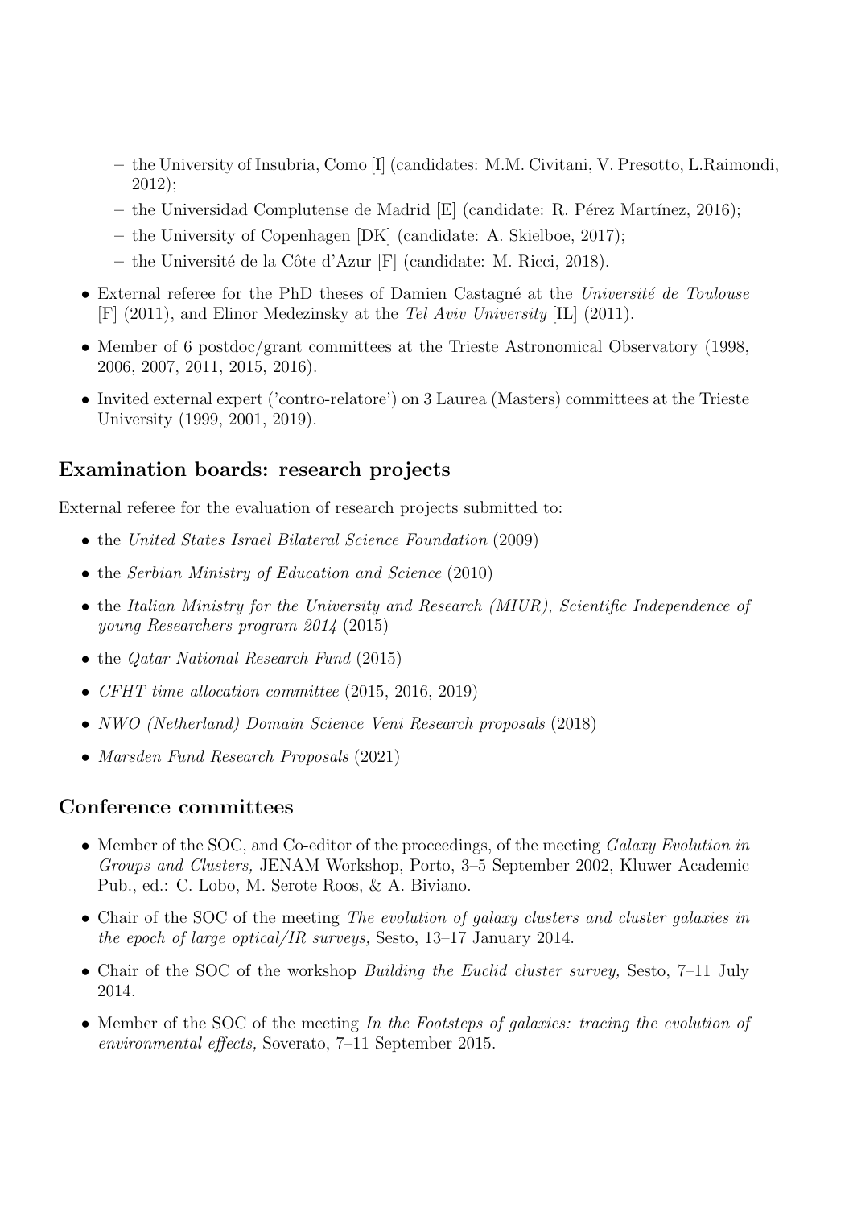- the University of Insubria, Como [I] (candidates: M.M. Civitani, V. Presotto, L.Raimondi, 2012);
  - the Universidad Complutense de Madrid [E] (candidate: R. Pérez Martínez, 2016);
  - the University of Copenhagen [DK] (candidate: A. Skielboe, 2017);
  - the Université de la Côte d'Azur [F] (candidate: M. Ricci, 2018).
- External referee for the PhD theses of Damien Castagné at the *Université de Toulouse* [F] (2011), and Elinor Medezinsky at the *Tel Aviv University* [IL] (2011).
- Member of 6 postdoc/grant committees at the Trieste Astronomical Observatory (1998, 2006, 2007, 2011, 2015, 2016).
- Invited external expert ('contro-relatore') on 3 Laurea (Masters) committees at the Trieste University (1999, 2001, 2019).

## Examination boards: research projects

External referee for the evaluation of research projects submitted to:

- the *United States Israel Bilateral Science Foundation* (2009)
- the *Serbian Ministry of Education and Science* (2010)
- the *Italian Ministry for the University and Research (MIUR), Scientific Independence of young Researchers program 2014* (2015)
- the *Qatar National Research Fund* (2015)
- *CFHT time allocation committee* (2015, 2016, 2019)
- *NWO (Netherland) Domain Science Veni Research proposals* (2018)
- *Marsden Fund Research Proposals* (2021)

## Conference committees

- Member of the SOC, and Co-editor of the proceedings, of the meeting *Galaxy Evolution in Groups and Clusters,* JENAM Workshop, Porto, 3–5 September 2002, Kluwer Academic Pub., ed.: C. Lobo, M. Serote Roos, & A. Biviano.
- Chair of the SOC of the meeting *The evolution of galaxy clusters and cluster galaxies in the epoch of large optical/IR surveys,* Sesto, 13–17 January 2014.
- Chair of the SOC of the workshop *Building the Euclid cluster survey,* Sesto, 7–11 July 2014.
- Member of the SOC of the meeting *In the Footsteps of galaxies: tracing the evolution of environmental effects,* Soverato, 7–11 September 2015.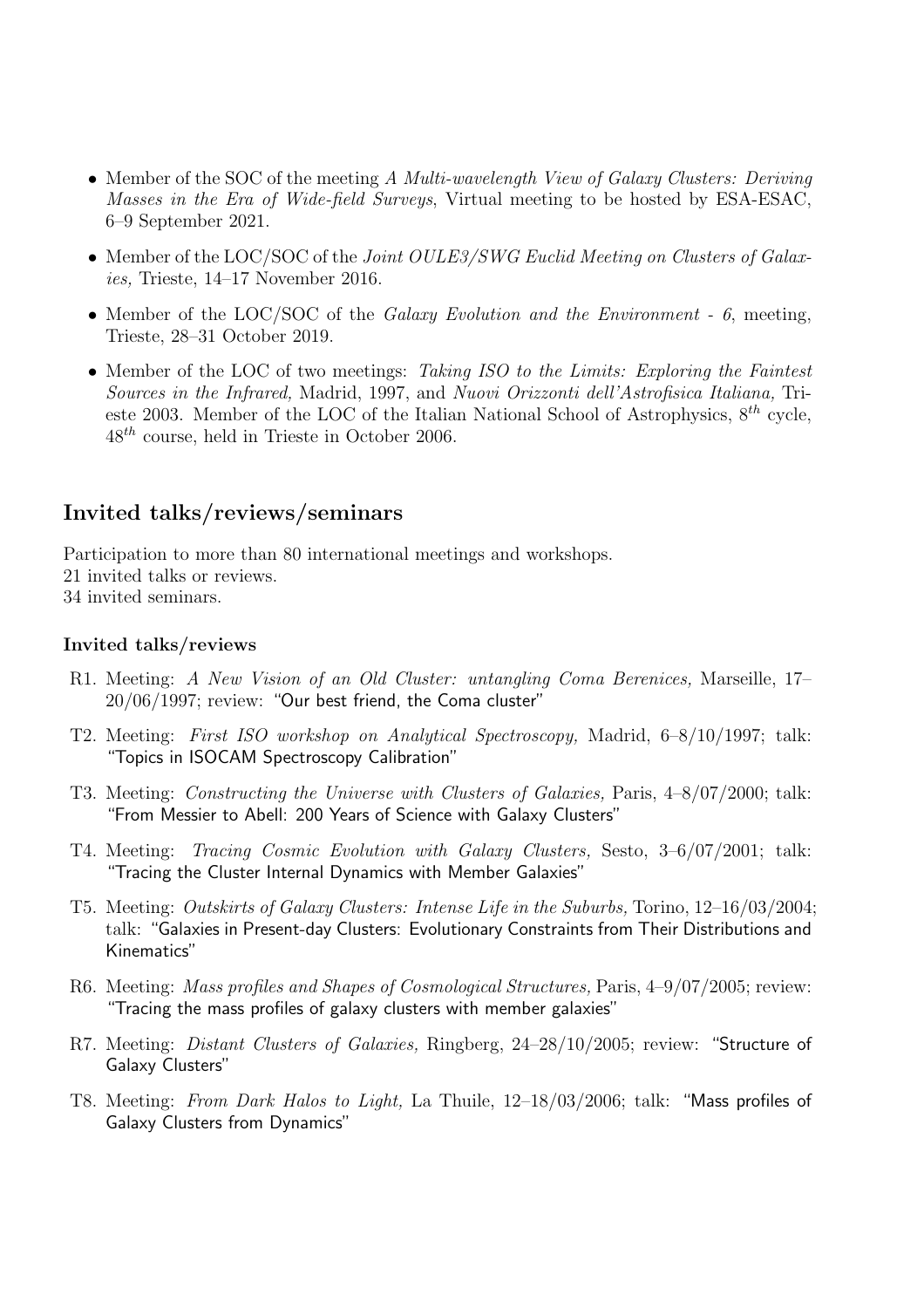- Member of the SOC of the meeting *A Multi-wavelength View of Galaxy Clusters: Deriving Masses in the Era of Wide-field Surveys*, Virtual meeting to be hosted by ESA-ESAC, 6–9 September 2021.
- Member of the LOC/SOC of the *Joint OULE3/SWG Euclid Meeting on Clusters of Galaxies,* Trieste, 14–17 November 2016.
- Member of the LOC/SOC of the *Galaxy Evolution and the Environment - 6*, meeting, Trieste, 28–31 October 2019.
- Member of the LOC of two meetings: *Taking ISO to the Limits: Exploring the Faintest Sources in the Infrared,* Madrid, 1997, and *Nuovi Orizzonti dell'Astrofisica Italiana,* Trieste 2003. Member of the LOC of the Italian National School of Astrophysics, $8^{th}$ cycle, $48^{th}$ course, held in Trieste in October 2006.

## Invited talks/reviews/seminars

Participation to more than 80 international meetings and workshops.
21 invited talks or reviews.
34 invited seminars.

### Invited talks/reviews

R1. Meeting: *A New Vision of an Old Cluster: untangling Coma Berenices,* Marseille, 17–20/06/1997; review: "Our best friend, the Coma cluster"

T2. Meeting: *First ISO workshop on Analytical Spectroscopy,* Madrid, 6–8/10/1997; talk: "Topics in ISOCAM Spectroscopy Calibration"

T3. Meeting: *Constructing the Universe with Clusters of Galaxies,* Paris, 4–8/07/2000; talk: "From Messier to Abell: 200 Years of Science with Galaxy Clusters"

T4. Meeting: *Tracing Cosmic Evolution with Galaxy Clusters,* Sesto, 3–6/07/2001; talk: "Tracing the Cluster Internal Dynamics with Member Galaxies"

T5. Meeting: *Outskirts of Galaxy Clusters: Intense Life in the Suburbs,* Torino, 12–16/03/2004; talk: "Galaxies in Present-day Clusters: Evolutionary Constraints from Their Distributions and Kinematics"

R6. Meeting: *Mass profiles and Shapes of Cosmological Structures,* Paris, 4–9/07/2005; review: "Tracing the mass profiles of galaxy clusters with member galaxies"

R7. Meeting: *Distant Clusters of Galaxies,* Ringberg, 24–28/10/2005; review: "Structure of Galaxy Clusters"

T8. Meeting: *From Dark Halos to Light,* La Thuile, 12–18/03/2006; talk: "Mass profiles of Galaxy Clusters from Dynamics"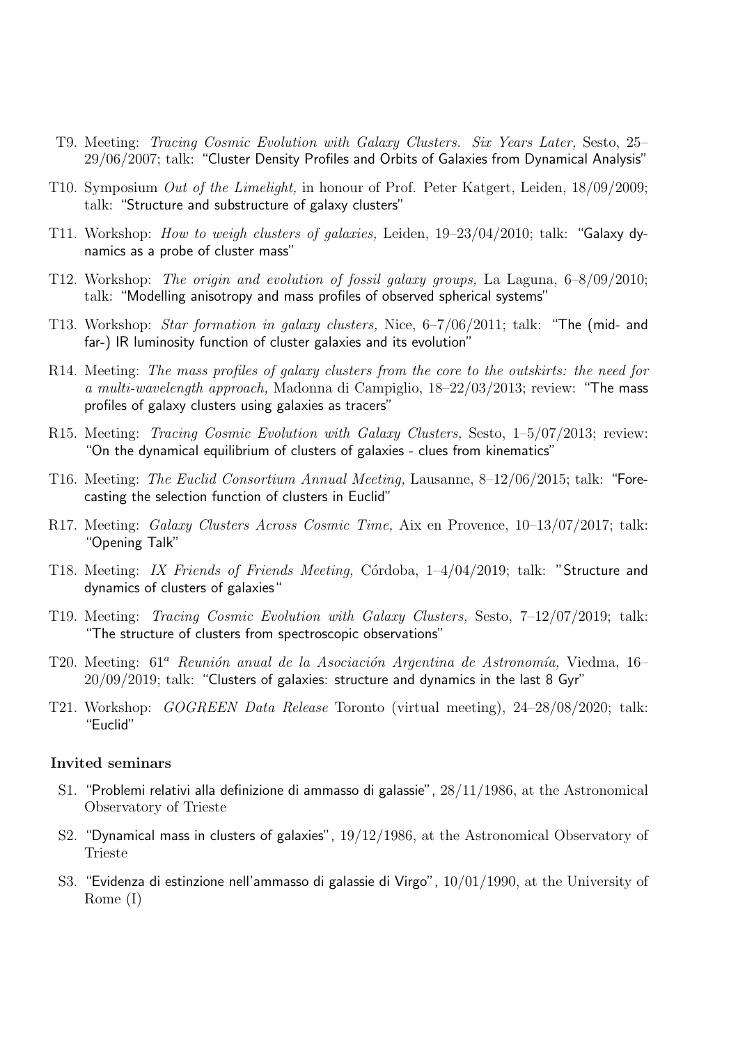- T9. Meeting: *Tracing Cosmic Evolution with Galaxy Clusters. Six Years Later,* Sesto, 25–29/06/2007; talk: "Cluster Density Profiles and Orbits of Galaxies from Dynamical Analysis"
- T10. Symposium *Out of the Limelight,* in honour of Prof. Peter Katgert, Leiden, 18/09/2009; talk: "Structure and substructure of galaxy clusters"
- T11. Workshop: *How to weigh clusters of galaxies,* Leiden, 19–23/04/2010; talk: "Galaxy dynamics as a probe of cluster mass"
- T12. Workshop: *The origin and evolution of fossil galaxy groups,* La Laguna, 6–8/09/2010; talk: "Modelling anisotropy and mass profiles of observed spherical systems"
- T13. Workshop: *Star formation in galaxy clusters,* Nice, 6–7/06/2011; talk: "The (mid- and far-) IR luminosity function of cluster galaxies and its evolution"
- R14. Meeting: *The mass profiles of galaxy clusters from the core to the outskirts: the need for a multi-wavelength approach,* Madonna di Campiglio, 18–22/03/2013; review: "The mass profiles of galaxy clusters using galaxies as tracers"
- R15. Meeting: *Tracing Cosmic Evolution with Galaxy Clusters,* Sesto, 1–5/07/2013; review: "On the dynamical equilibrium of clusters of galaxies - clues from kinematics"
- T16. Meeting: *The Euclid Consortium Annual Meeting,* Lausanne, 8–12/06/2015; talk: "Forecasting the selection function of clusters in Euclid"
- R17. Meeting: *Galaxy Clusters Across Cosmic Time,* Aix en Provence, 10–13/07/2017; talk: "Opening Talk"
- T18. Meeting: *IX Friends of Friends Meeting,* Córdoba, 1–4/04/2019; talk: "Structure and dynamics of clusters of galaxies"
- T19. Meeting: *Tracing Cosmic Evolution with Galaxy Clusters,* Sesto, 7–12/07/2019; talk: "The structure of clusters from spectroscopic observations"
- T20. Meeting: *61ª Reunión anual de la Asociación Argentina de Astronomía,* Viedma, 16–20/09/2019; talk: "Clusters of galaxies: structure and dynamics in the last 8 Gyr"
- T21. Workshop: *GOGREEN Data Release* Toronto (virtual meeting), 24–28/08/2020; talk: "Euclid"

### Invited seminars

- S1. "Problemi relativi alla definizione di ammasso di galassie", 28/11/1986, at the Astronomical Observatory of Trieste
- S2. "Dynamical mass in clusters of galaxies", 19/12/1986, at the Astronomical Observatory of Trieste
- S3. "Evidenza di estinzione nell'ammasso di galassie di Virgo", 10/01/1990, at the University of Rome (I)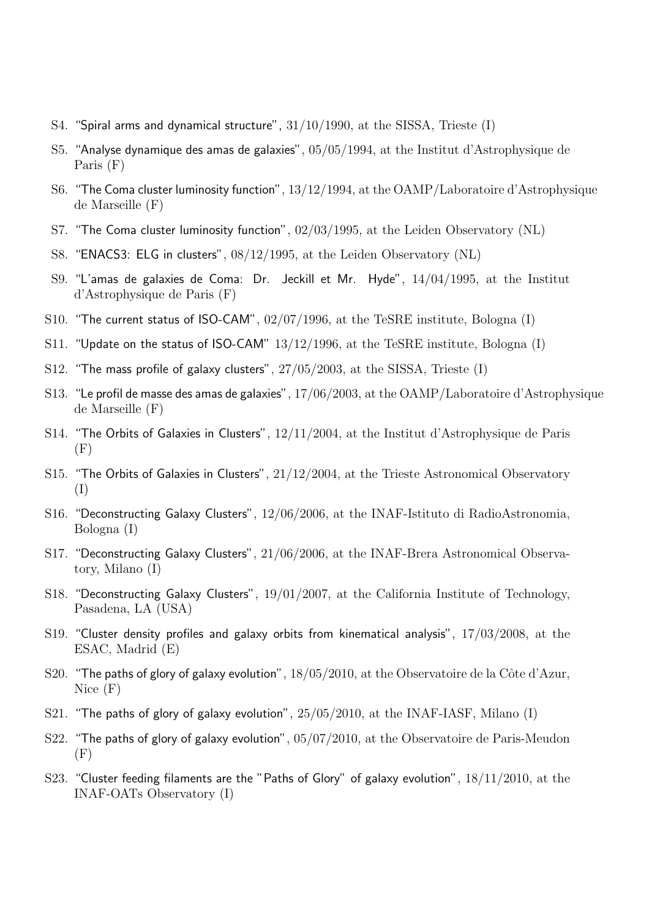S4. "Spiral arms and dynamical structure", 31/10/1990, at the SISSA, Trieste (I)

S5. "Analyse dynamique des amas de galaxies", 05/05/1994, at the Institut d'Astrophysique de Paris (F)

S6. "The Coma cluster luminosity function", 13/12/1994, at the OAMP/Laboratoire d'Astrophysique de Marseille (F)

S7. "The Coma cluster luminosity function", 02/03/1995, at the Leiden Observatory (NL)

S8. "ENACS3: ELG in clusters", 08/12/1995, at the Leiden Observatory (NL)

S9. "L'amas de galaxies de Coma: Dr. Jeckill et Mr. Hyde", 14/04/1995, at the Institut d'Astrophysique de Paris (F)

S10. "The current status of ISO-CAM", 02/07/1996, at the TeSRE institute, Bologna (I)

S11. "Update on the status of ISO-CAM" 13/12/1996, at the TeSRE institute, Bologna (I)

S12. "The mass profile of galaxy clusters", 27/05/2003, at the SISSA, Trieste (I)

S13. "Le profil de masse des amas de galaxies", 17/06/2003, at the OAMP/Laboratoire d'Astrophysique de Marseille (F)

S14. "The Orbits of Galaxies in Clusters", 12/11/2004, at the Institut d'Astrophysique de Paris (F)

S15. "The Orbits of Galaxies in Clusters", 21/12/2004, at the Trieste Astronomical Observatory (I)

S16. "Deconstructing Galaxy Clusters", 12/06/2006, at the INAF-Istituto di RadioAstronomia, Bologna (I)

S17. "Deconstructing Galaxy Clusters", 21/06/2006, at the INAF-Brera Astronomical Observatory, Milano (I)

S18. "Deconstructing Galaxy Clusters", 19/01/2007, at the California Institute of Technology, Pasadena, LA (USA)

S19. "Cluster density profiles and galaxy orbits from kinematical analysis", 17/03/2008, at the ESAC, Madrid (E)

S20. "The paths of glory of galaxy evolution", 18/05/2010, at the Observatoire de la Côte d'Azur, Nice (F)

S21. "The paths of glory of galaxy evolution", 25/05/2010, at the INAF-IASF, Milano (I)

S22. "The paths of glory of galaxy evolution", 05/07/2010, at the Observatoire de Paris-Meudon (F)

S23. "Cluster feeding filaments are the "Paths of Glory" of galaxy evolution", 18/11/2010, at the INAF-OATs Observatory (I)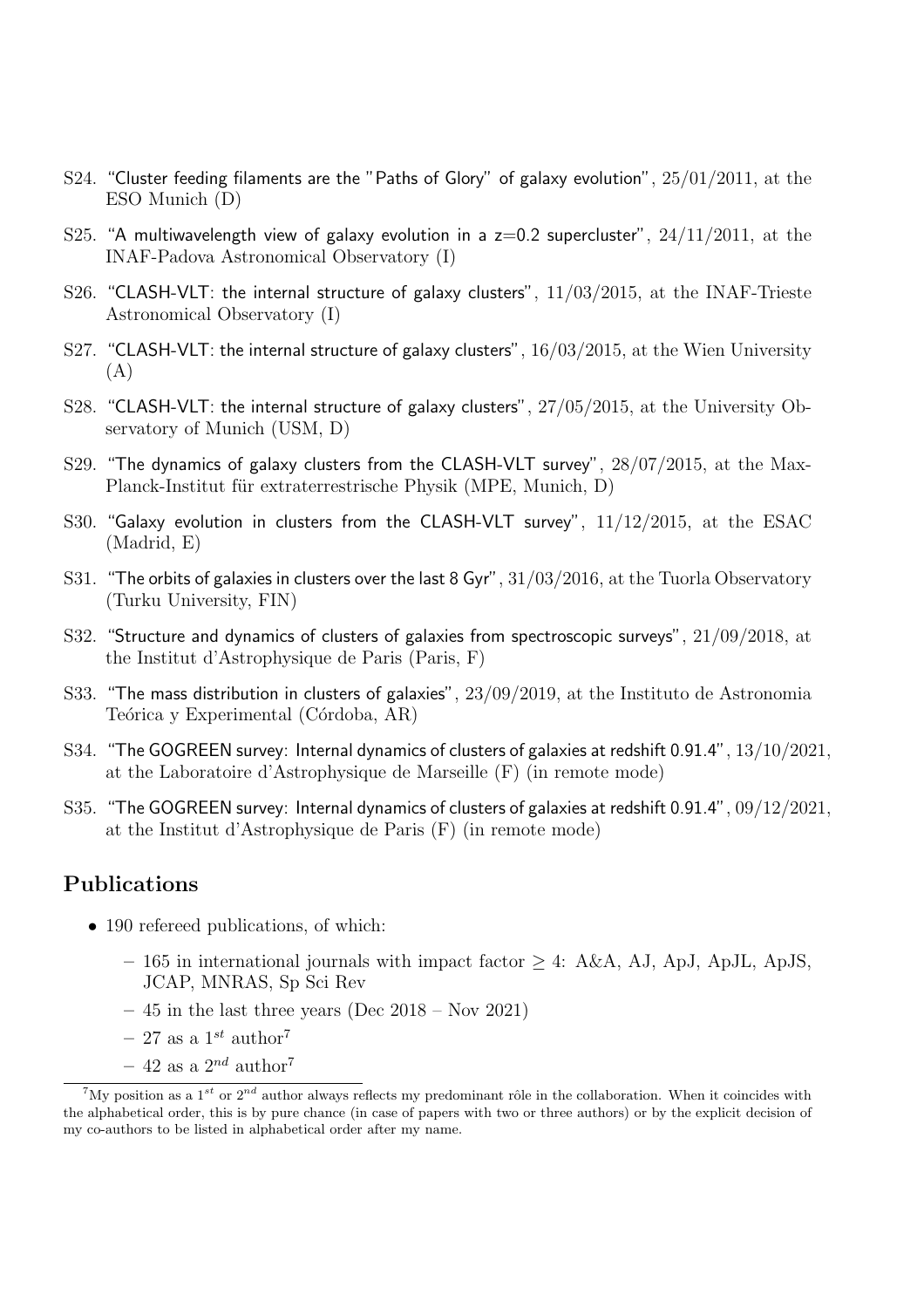S24. "Cluster feeding filaments are the "Paths of Glory" of galaxy evolution", 25/01/2011, at the ESO Munich (D)

S25. "A multiwavelength view of galaxy evolution in a z=0.2 supercluster", 24/11/2011, at the INAF-Padova Astronomical Observatory (I)

S26. "CLASH-VLT: the internal structure of galaxy clusters", 11/03/2015, at the INAF-Trieste Astronomical Observatory (I)

S27. "CLASH-VLT: the internal structure of galaxy clusters", 16/03/2015, at the Wien University (A)

S28. "CLASH-VLT: the internal structure of galaxy clusters", 27/05/2015, at the University Observatory of Munich (USM, D)

S29. "The dynamics of galaxy clusters from the CLASH-VLT survey", 28/07/2015, at the Max-Planck-Institut für extraterrestrische Physik (MPE, Munich, D)

S30. "Galaxy evolution in clusters from the CLASH-VLT survey", 11/12/2015, at the ESAC (Madrid, E)

S31. "The orbits of galaxies in clusters over the last 8 Gyr", 31/03/2016, at the Tuorla Observatory (Turku University, FIN)

S32. "Structure and dynamics of clusters of galaxies from spectroscopic surveys", 21/09/2018, at the Institut d'Astrophysique de Paris (Paris, F)

S33. "The mass distribution in clusters of galaxies", 23/09/2019, at the Instituto de Astronomia Teórica y Experimental (Córdoba, AR)

S34. "The GOGREEN survey: Internal dynamics of clusters of galaxies at redshift 0.91.4", 13/10/2021, at the Laboratoire d'Astrophysique de Marseille (F) (in remote mode)

S35. "The GOGREEN survey: Internal dynamics of clusters of galaxies at redshift 0.91.4", 09/12/2021, at the Institut d'Astrophysique de Paris (F) (in remote mode)

## Publications

- 190 refereed publications, of which:
  - 165 in international journals with impact factor $\geq 4$: A&A, AJ, ApJ, ApJL, ApJS, JCAP, MNRAS, Sp Sci Rev
  - 45 in the last three years (Dec 2018 – Nov 2021)
  - 27 as a $1^{st}$ author[7]
  - 42 as a $2^{nd}$ author[7]

[7] My position as a $1^{st}$ or $2^{nd}$ author always reflects my predominant rôle in the collaboration. When it coincides with the alphabetical order, this is by pure chance (in case of papers with two or three authors) or by the explicit decision of my co-authors to be listed in alphabetical order after my name.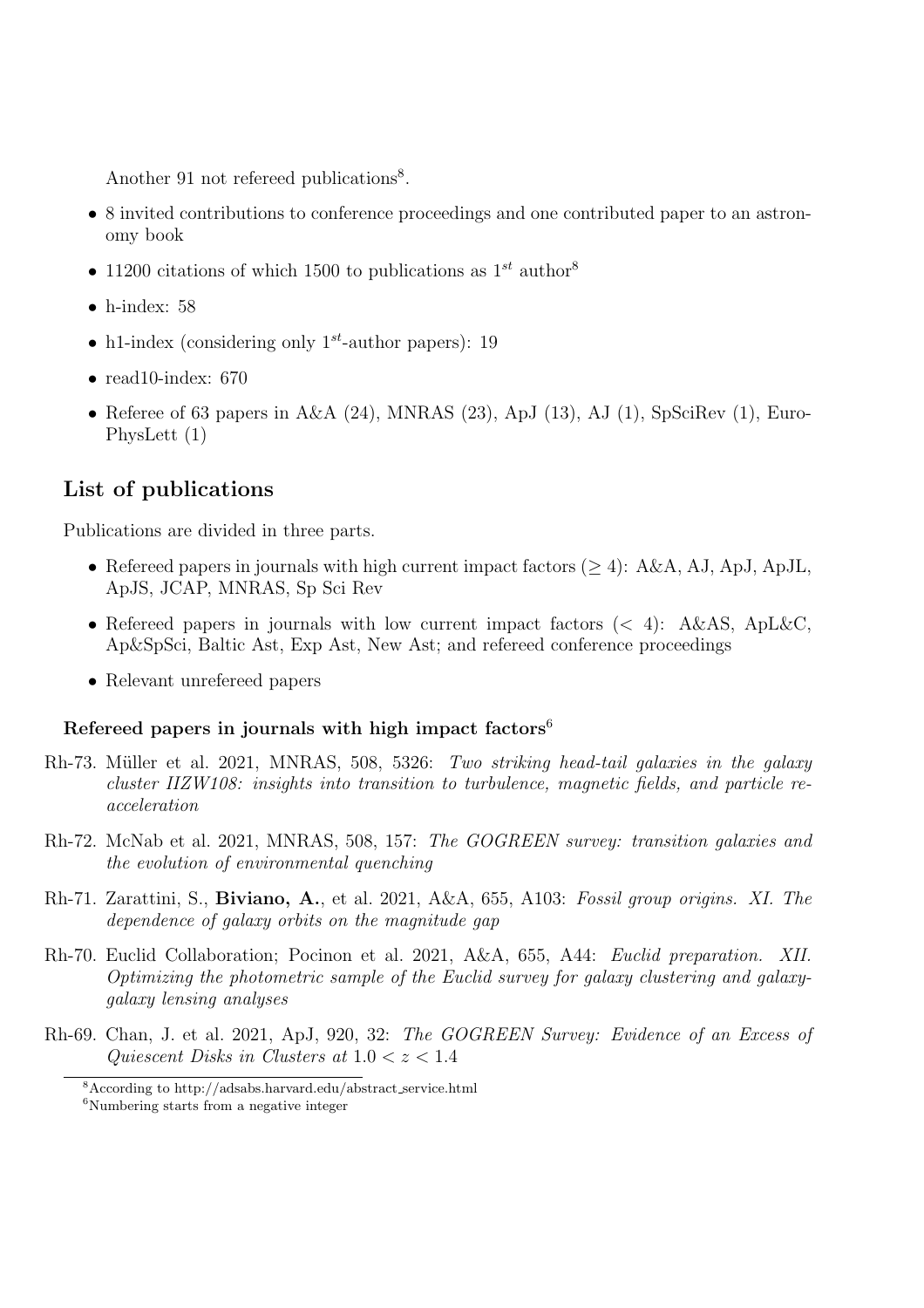Another 91 not refereed publications[8].

- 8 invited contributions to conference proceedings and one contributed paper to an astronomy book
- 11200 citations of which 1500 to publications as $1^{st}$ author[8]
- h-index: 58
- h1-index (considering only $1^{st}$-author papers): 19
- read10-index: 670
- Referee of 63 papers in A&A (24), MNRAS (23), ApJ (13), AJ (1), SpSciRev (1), EuroPhysLett (1)

## List of publications

Publications are divided in three parts.

- Refereed papers in journals with high current impact factors ($\geq 4$): A&A, AJ, ApJ, ApJL, ApJS, JCAP, MNRAS, Sp Sci Rev
- Refereed papers in journals with low current impact factors ($< 4$): A&AS, ApL&C, Ap&SpSci, Baltic Ast, Exp Ast, New Ast; and refereed conference proceedings
- Relevant unrefereed papers

### Refereed papers in journals with high impact factors[6]

Rh-73. Müller et al. 2021, MNRAS, 508, 5326: *Two striking head-tail galaxies in the galaxy cluster IIZW108: insights into transition to turbulence, magnetic fields, and particle re-acceleration*

Rh-72. McNab et al. 2021, MNRAS, 508, 157: *The GOGREEN survey: transition galaxies and the evolution of environmental quenching*

Rh-71. Zarattini, S., **Biviano, A.**, et al. 2021, A&A, 655, A103: *Fossil group origins. XI. The dependence of galaxy orbits on the magnitude gap*

Rh-70. Euclid Collaboration; Pocinon et al. 2021, A&A, 655, A44: *Euclid preparation. XII. Optimizing the photometric sample of the Euclid survey for galaxy clustering and galaxy-galaxy lensing analyses*

Rh-69. Chan, J. et al. 2021, ApJ, 920, 32: *The GOGREEN Survey: Evidence of an Excess of Quiescent Disks in Clusters at* $1.0 < z < 1.4$

---

[8] According to http://adsabs.harvard.edu/abstract_service.html

[6] Numbering starts from a negative integer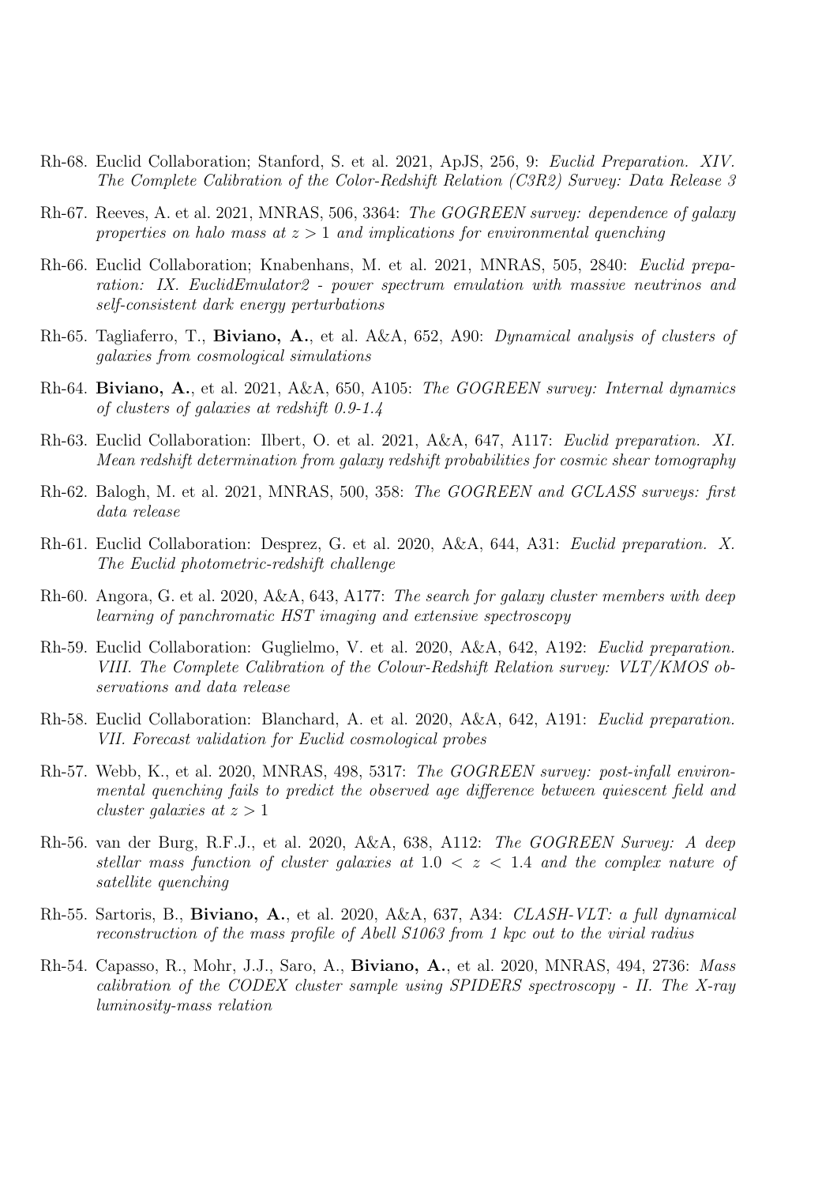- Rh-68. Euclid Collaboration; Stanford, S. et al. 2021, ApJS, 256, 9: *Euclid Preparation. XIV. The Complete Calibration of the Color-Redshift Relation (C3R2) Survey: Data Release 3*

- Rh-67. Reeves, A. et al. 2021, MNRAS, 506, 3364: *The GOGREEN survey: dependence of galaxy properties on halo mass at $z > 1$ and implications for environmental quenching*

- Rh-66. Euclid Collaboration; Knabenhans, M. et al. 2021, MNRAS, 505, 2840: *Euclid preparation: IX. EuclidEmulator2 - power spectrum emulation with massive neutrinos and self-consistent dark energy perturbations*

- Rh-65. Tagliaferro, T., **Biviano, A.**, et al. A&A, 652, A90: *Dynamical analysis of clusters of galaxies from cosmological simulations*

- Rh-64. **Biviano, A.**, et al. 2021, A&A, 650, A105: *The GOGREEN survey: Internal dynamics of clusters of galaxies at redshift 0.9-1.4*

- Rh-63. Euclid Collaboration: Ilbert, O. et al. 2021, A&A, 647, A117: *Euclid preparation. XI. Mean redshift determination from galaxy redshift probabilities for cosmic shear tomography*

- Rh-62. Balogh, M. et al. 2021, MNRAS, 500, 358: *The GOGREEN and GCLASS surveys: first data release*

- Rh-61. Euclid Collaboration: Desprez, G. et al. 2020, A&A, 644, A31: *Euclid preparation. X. The Euclid photometric-redshift challenge*

- Rh-60. Angora, G. et al. 2020, A&A, 643, A177: *The search for galaxy cluster members with deep learning of panchromatic HST imaging and extensive spectroscopy*

- Rh-59. Euclid Collaboration: Guglielmo, V. et al. 2020, A&A, 642, A192: *Euclid preparation. VIII. The Complete Calibration of the Colour-Redshift Relation survey: VLT/KMOS observations and data release*

- Rh-58. Euclid Collaboration: Blanchard, A. et al. 2020, A&A, 642, A191: *Euclid preparation. VII. Forecast validation for Euclid cosmological probes*

- Rh-57. Webb, K., et al. 2020, MNRAS, 498, 5317: *The GOGREEN survey: post-infall environmental quenching fails to predict the observed age difference between quiescent field and cluster galaxies at $z > 1$*

- Rh-56. van der Burg, R.F.J., et al. 2020, A&A, 638, A112: *The GOGREEN Survey: A deep stellar mass function of cluster galaxies at $1.0 < z < 1.4$ and the complex nature of satellite quenching*

- Rh-55. Sartoris, B., **Biviano, A.**, et al. 2020, A&A, 637, A34: *CLASH-VLT: a full dynamical reconstruction of the mass profile of Abell S1063 from 1 kpc out to the virial radius*

- Rh-54. Capasso, R., Mohr, J.J., Saro, A., **Biviano, A.**, et al. 2020, MNRAS, 494, 2736: *Mass calibration of the CODEX cluster sample using SPIDERS spectroscopy - II. The X-ray luminosity-mass relation*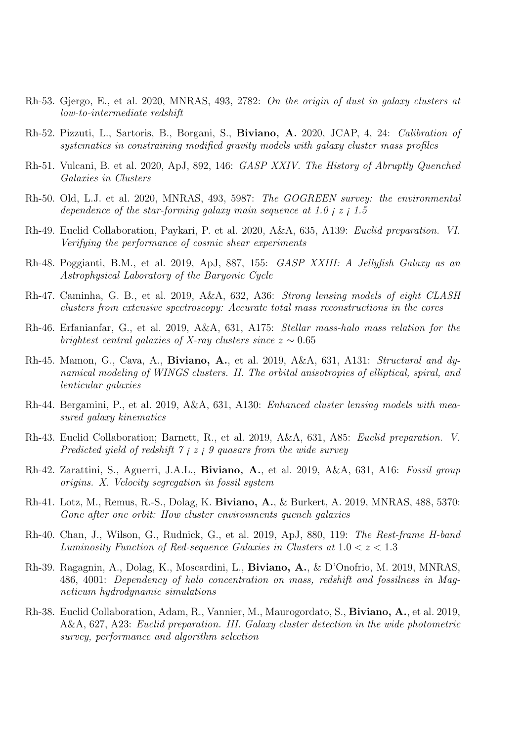Rh-53. Gjergo, E., et al. 2020, MNRAS, 493, 2782: *On the origin of dust in galaxy clusters at low-to-intermediate redshift*

Rh-52. Pizzuti, L., Sartoris, B., Borgani, S., **Biviano, A.** 2020, JCAP, 4, 24: *Calibration of systematics in constraining modified gravity models with galaxy cluster mass profiles*

Rh-51. Vulcani, B. et al. 2020, ApJ, 892, 146: *GASP XXIV. The History of Abruptly Quenched Galaxies in Clusters*

Rh-50. Old, L.J. et al. 2020, MNRAS, 493, 5987: *The GOGREEN survey: the environmental dependence of the star-forming galaxy main sequence at 1.0 ¡ z ¡ 1.5*

Rh-49. Euclid Collaboration, Paykari, P. et al. 2020, A&A, 635, A139: *Euclid preparation. VI. Verifying the performance of cosmic shear experiments*

Rh-48. Poggianti, B.M., et al. 2019, ApJ, 887, 155: *GASP XXIII: A Jellyfish Galaxy as an Astrophysical Laboratory of the Baryonic Cycle*

Rh-47. Caminha, G. B., et al. 2019, A&A, 632, A36: *Strong lensing models of eight CLASH clusters from extensive spectroscopy: Accurate total mass reconstructions in the cores*

Rh-46. Erfanianfar, G., et al. 2019, A&A, 631, A175: *Stellar mass-halo mass relation for the brightest central galaxies of X-ray clusters since* $z \sim 0.65$

Rh-45. Mamon, G., Cava, A., **Biviano, A.**, et al. 2019, A&A, 631, A131: *Structural and dynamical modeling of WINGS clusters. II. The orbital anisotropies of elliptical, spiral, and lenticular galaxies*

Rh-44. Bergamini, P., et al. 2019, A&A, 631, A130: *Enhanced cluster lensing models with measured galaxy kinematics*

Rh-43. Euclid Collaboration; Barnett, R., et al. 2019, A&A, 631, A85: *Euclid preparation. V. Predicted yield of redshift 7 ¡ z ¡ 9 quasars from the wide survey*

Rh-42. Zarattini, S., Aguerri, J.A.L., **Biviano, A.**, et al. 2019, A&A, 631, A16: *Fossil group origins. X. Velocity segregation in fossil system*

Rh-41. Lotz, M., Remus, R.-S., Dolag, K. **Biviano, A.**, & Burkert, A. 2019, MNRAS, 488, 5370: *Gone after one orbit: How cluster environments quench galaxies*

Rh-40. Chan, J., Wilson, G., Rudnick, G., et al. 2019, ApJ, 880, 119: *The Rest-frame H-band Luminosity Function of Red-sequence Galaxies in Clusters at* $1.0 < z < 1.3$

Rh-39. Ragagnin, A., Dolag, K., Moscardini, L., **Biviano, A.**, & D'Onofrio, M. 2019, MNRAS, 486, 4001: *Dependency of halo concentration on mass, redshift and fossilness in Magneticum hydrodynamic simulations*

Rh-38. Euclid Collaboration, Adam, R., Vannier, M., Maurogordato, S., **Biviano, A.**, et al. 2019, A&A, 627, A23: *Euclid preparation. III. Galaxy cluster detection in the wide photometric survey, performance and algorithm selection*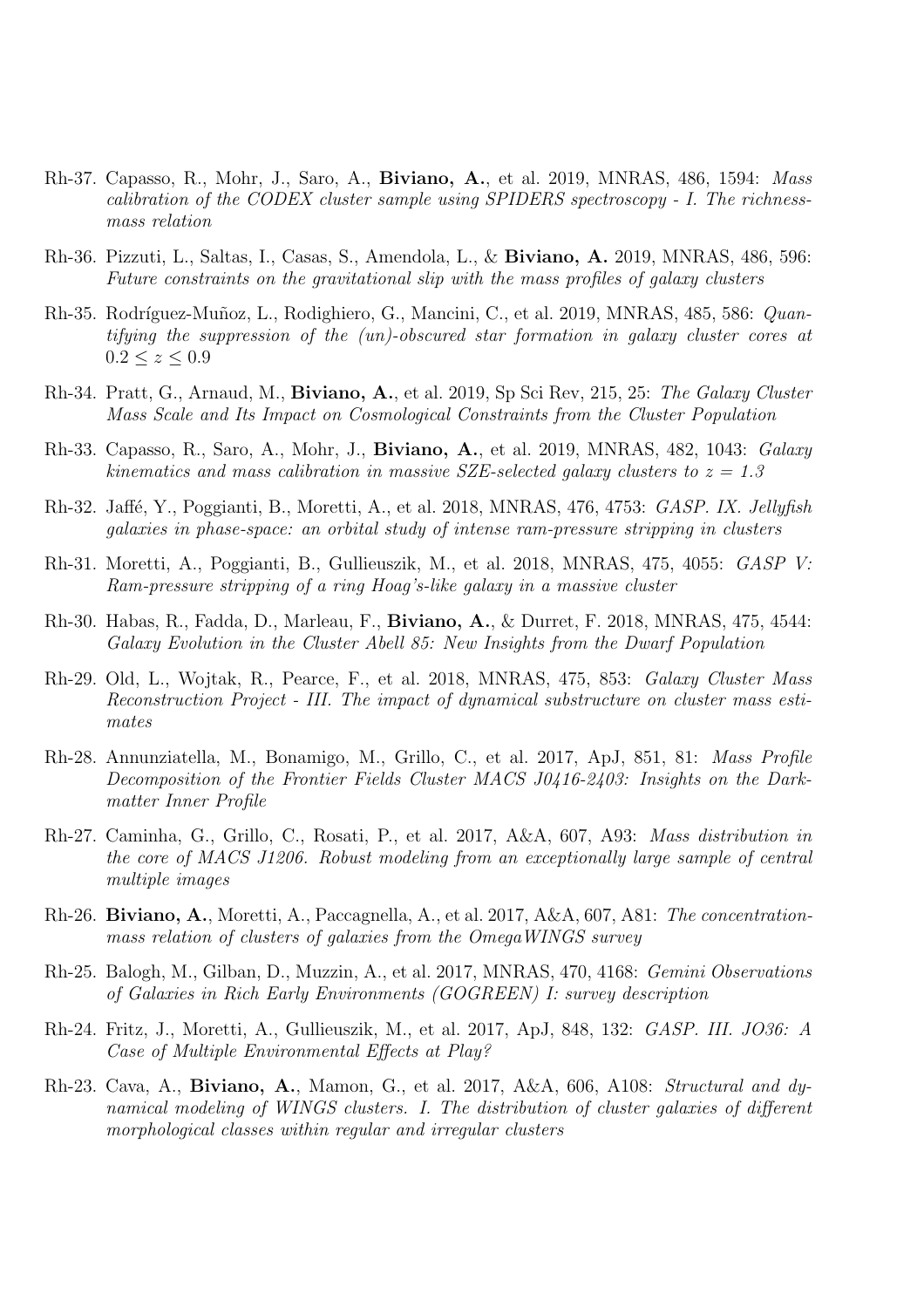Rh-37. Capasso, R., Mohr, J., Saro, A., **Biviano, A.**, et al. 2019, MNRAS, 486, 1594: *Mass calibration of the CODEX cluster sample using SPIDERS spectroscopy - I. The richness-mass relation*

Rh-36. Pizzuti, L., Saltas, I., Casas, S., Amendola, L., & **Biviano, A.** 2019, MNRAS, 486, 596: *Future constraints on the gravitational slip with the mass profiles of galaxy clusters*

Rh-35. Rodríguez-Muñoz, L., Rodighiero, G., Mancini, C., et al. 2019, MNRAS, 485, 586: *Quantifying the suppression of the (un)-obscured star formation in galaxy cluster cores at $0.2 \leq z \leq 0.9$*

Rh-34. Pratt, G., Arnaud, M., **Biviano, A.**, et al. 2019, Sp Sci Rev, 215, 25: *The Galaxy Cluster Mass Scale and Its Impact on Cosmological Constraints from the Cluster Population*

Rh-33. Capasso, R., Saro, A., Mohr, J., **Biviano, A.**, et al. 2019, MNRAS, 482, 1043: *Galaxy kinematics and mass calibration in massive SZE-selected galaxy clusters to z = 1.3*

Rh-32. Jaffé, Y., Poggianti, B., Moretti, A., et al. 2018, MNRAS, 476, 4753: *GASP. IX. Jellyfish galaxies in phase-space: an orbital study of intense ram-pressure stripping in clusters*

Rh-31. Moretti, A., Poggianti, B., Gullieuszik, M., et al. 2018, MNRAS, 475, 4055: *GASP V: Ram-pressure stripping of a ring Hoag's-like galaxy in a massive cluster*

Rh-30. Habas, R., Fadda, D., Marleau, F., **Biviano, A.**, & Durret, F. 2018, MNRAS, 475, 4544: *Galaxy Evolution in the Cluster Abell 85: New Insights from the Dwarf Population*

Rh-29. Old, L., Wojtak, R., Pearce, F., et al. 2018, MNRAS, 475, 853: *Galaxy Cluster Mass Reconstruction Project - III. The impact of dynamical substructure on cluster mass estimates*

Rh-28. Annunziatella, M., Bonamigo, M., Grillo, C., et al. 2017, ApJ, 851, 81: *Mass Profile Decomposition of the Frontier Fields Cluster MACS J0416-2403: Insights on the Dark-matter Inner Profile*

Rh-27. Caminha, G., Grillo, C., Rosati, P., et al. 2017, A&A, 607, A93: *Mass distribution in the core of MACS J1206. Robust modeling from an exceptionally large sample of central multiple images*

Rh-26. **Biviano, A.**, Moretti, A., Paccagnella, A., et al. 2017, A&A, 607, A81: *The concentration-mass relation of clusters of galaxies from the OmegaWINGS survey*

Rh-25. Balogh, M., Gilban, D., Muzzin, A., et al. 2017, MNRAS, 470, 4168: *Gemini Observations of Galaxies in Rich Early Environments (GOGREEN) I: survey description*

Rh-24. Fritz, J., Moretti, A., Gullieuszik, M., et al. 2017, ApJ, 848, 132: *GASP. III. JO36: A Case of Multiple Environmental Effects at Play?*

Rh-23. Cava, A., **Biviano, A.**, Mamon, G., et al. 2017, A&A, 606, A108: *Structural and dynamical modeling of WINGS clusters. I. The distribution of cluster galaxies of different morphological classes within regular and irregular clusters*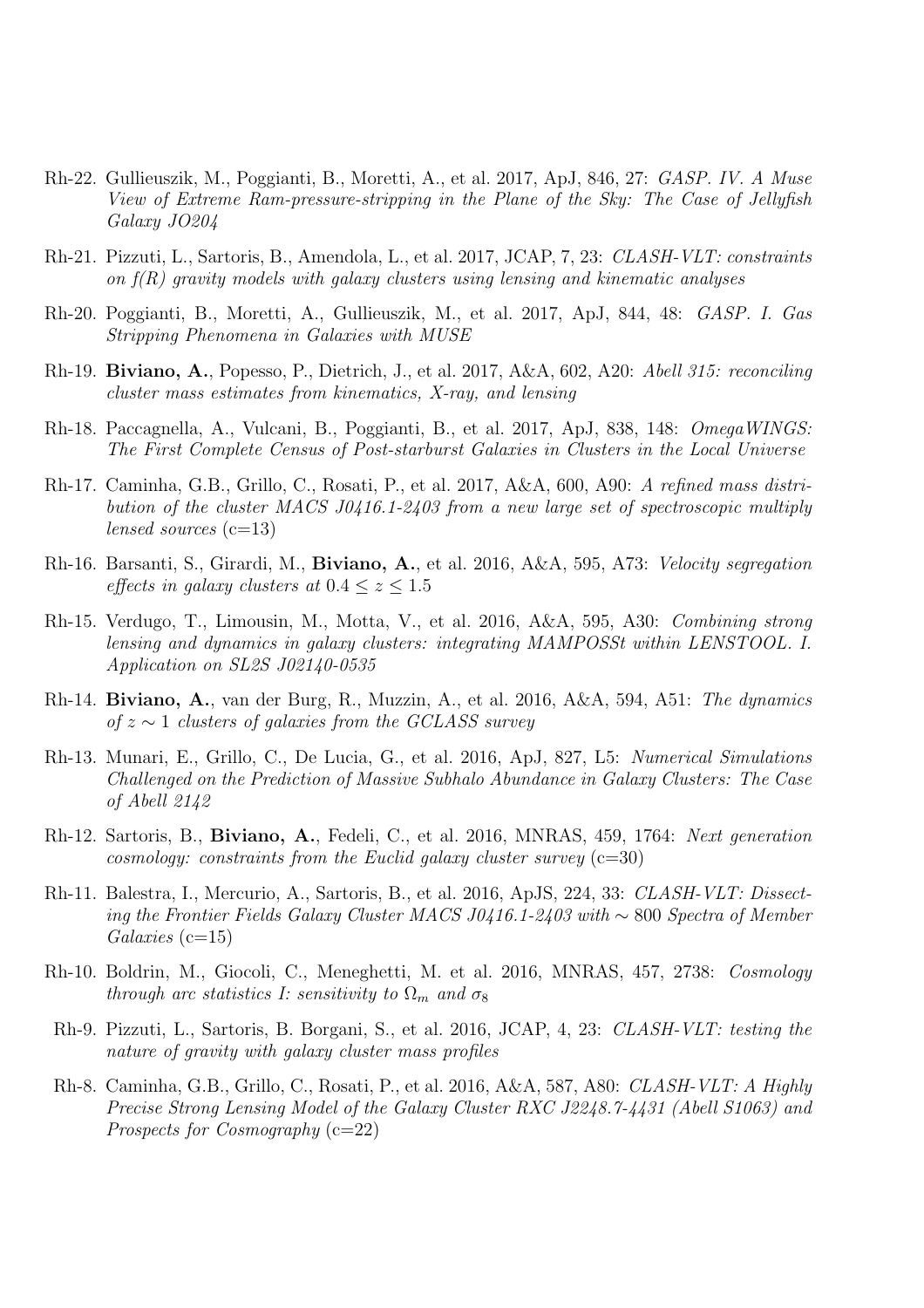- Rh-22. Gullieuszik, M., Poggianti, B., Moretti, A., et al. 2017, ApJ, 846, 27: *GASP. IV. A Muse View of Extreme Ram-pressure-stripping in the Plane of the Sky: The Case of Jellyfish Galaxy JO204*
- Rh-21. Pizzuti, L., Sartoris, B., Amendola, L., et al. 2017, JCAP, 7, 23: *CLASH-VLT: constraints on f(R) gravity models with galaxy clusters using lensing and kinematic analyses*
- Rh-20. Poggianti, B., Moretti, A., Gullieuszik, M., et al. 2017, ApJ, 844, 48: *GASP. I. Gas Stripping Phenomena in Galaxies with MUSE*
- Rh-19. **Biviano, A.**, Popesso, P., Dietrich, J., et al. 2017, A&A, 602, A20: *Abell 315: reconciling cluster mass estimates from kinematics, X-ray, and lensing*
- Rh-18. Paccagnella, A., Vulcani, B., Poggianti, B., et al. 2017, ApJ, 838, 148: *OmegaWINGS: The First Complete Census of Post-starburst Galaxies in Clusters in the Local Universe*
- Rh-17. Caminha, G.B., Grillo, C., Rosati, P., et al. 2017, A&A, 600, A90: *A refined mass distribution of the cluster MACS J0416.1-2403 from a new large set of spectroscopic multiply lensed sources* (c=13)
- Rh-16. Barsanti, S., Girardi, M., **Biviano, A.**, et al. 2016, A&A, 595, A73: *Velocity segregation effects in galaxy clusters at $0.4 \leq z \leq 1.5$*
- Rh-15. Verdugo, T., Limousin, M., Motta, V., et al. 2016, A&A, 595, A30: *Combining strong lensing and dynamics in galaxy clusters: integrating MAMPOSSt within LENSTOOL. I. Application on SL2S J02140-0535*
- Rh-14. **Biviano, A.**, van der Burg, R., Muzzin, A., et al. 2016, A&A, 594, A51: *The dynamics of $z \sim 1$ clusters of galaxies from the GCLASS survey*
- Rh-13. Munari, E., Grillo, C., De Lucia, G., et al. 2016, ApJ, 827, L5: *Numerical Simulations Challenged on the Prediction of Massive Subhalo Abundance in Galaxy Clusters: The Case of Abell 2142*
- Rh-12. Sartoris, B., **Biviano, A.**, Fedeli, C., et al. 2016, MNRAS, 459, 1764: *Next generation cosmology: constraints from the Euclid galaxy cluster survey* (c=30)
- Rh-11. Balestra, I., Mercurio, A., Sartoris, B., et al. 2016, ApJS, 224, 33: *CLASH-VLT: Dissecting the Frontier Fields Galaxy Cluster MACS J0416.1-2403 with $\sim 800$ Spectra of Member Galaxies* (c=15)
- Rh-10. Boldrin, M., Giocoli, C., Meneghetti, M. et al. 2016, MNRAS, 457, 2738: *Cosmology through arc statistics I: sensitivity to $\Omega_m$ and $\sigma_8$*
- Rh-9. Pizzuti, L., Sartoris, B. Borgani, S., et al. 2016, JCAP, 4, 23: *CLASH-VLT: testing the nature of gravity with galaxy cluster mass profiles*
- Rh-8. Caminha, G.B., Grillo, C., Rosati, P., et al. 2016, A&A, 587, A80: *CLASH-VLT: A Highly Precise Strong Lensing Model of the Galaxy Cluster RXC J2248.7-4431 (Abell S1063) and Prospects for Cosmography* (c=22)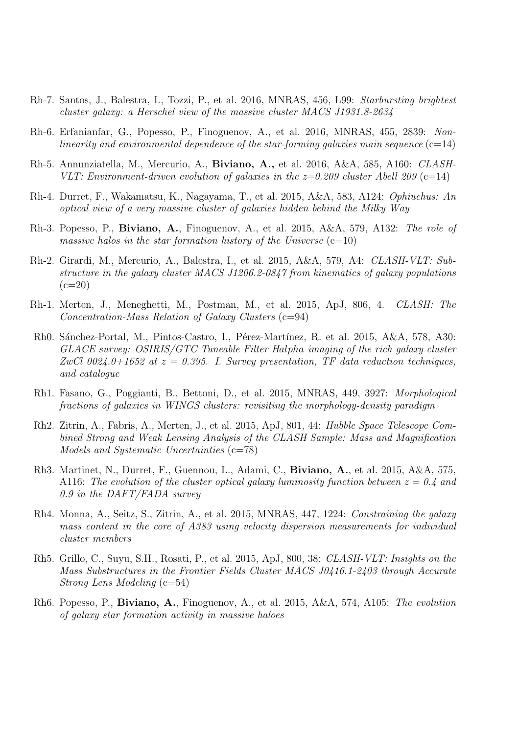Rh-7. Santos, J., Balestra, I., Tozzi, P., et al. 2016, MNRAS, 456, L99: *Starbursting brightest cluster galaxy: a Herschel view of the massive cluster MACS J1931.8-2634*

Rh-6. Erfanianfar, G., Popesso, P., Finoguenov, A., et al. 2016, MNRAS, 455, 2839: *Non-linearity and environmental dependence of the star-forming galaxies main sequence* (c=14)

Rh-5. Annunziatella, M., Mercurio, A., **Biviano, A.,** et al. 2016, A&A, 585, A160: *CLASH-VLT: Environment-driven evolution of galaxies in the z=0.209 cluster Abell 209* (c=14)

Rh-4. Durret, F., Wakamatsu, K., Nagayama, T., et al. 2015, A&A, 583, A124: *Ophiuchus: An optical view of a very massive cluster of galaxies hidden behind the Milky Way*

Rh-3. Popesso, P., **Biviano, A.**, Finoguenov, A., et al. 2015, A&A, 579, A132: *The role of massive halos in the star formation history of the Universe* (c=10)

Rh-2. Girardi, M., Mercurio, A., Balestra, I., et al. 2015, A&A, 579, A4: *CLASH-VLT: Substructure in the galaxy cluster MACS J1206.2-0847 from kinematics of galaxy populations* (c=20)

Rh-1. Merten, J., Meneghetti, M., Postman, M., et al. 2015, ApJ, 806, 4. *CLASH: The Concentration-Mass Relation of Galaxy Clusters* (c=94)

Rh0. Sánchez-Portal, M., Pintos-Castro, I., Pérez-Martínez, R. et al. 2015, A&A, 578, A30: *GLACE survey: OSIRIS/GTC Tuneable Filter Halpha imaging of the rich galaxy cluster ZwCl 0024.0+1652 at z = 0.395. I. Survey presentation, TF data reduction techniques, and catalogue*

Rh1. Fasano, G., Poggianti, B., Bettoni, D., et al. 2015, MNRAS, 449, 3927: *Morphological fractions of galaxies in WINGS clusters: revisiting the morphology-density paradigm*

Rh2. Zitrin, A., Fabris, A., Merten, J., et al. 2015, ApJ, 801, 44: *Hubble Space Telescope Combined Strong and Weak Lensing Analysis of the CLASH Sample: Mass and Magnification Models and Systematic Uncertainties* (c=78)

Rh3. Martinet, N., Durret, F., Guennou, L., Adami, C., **Biviano, A.**, et al. 2015, A&A, 575, A116: *The evolution of the cluster optical galaxy luminosity function between z = 0.4 and 0.9 in the DAFT/FADA survey*

Rh4. Monna, A., Seitz, S., Zitrin, A., et al. 2015, MNRAS, 447, 1224: *Constraining the galaxy mass content in the core of A383 using velocity dispersion measurements for individual cluster members*

Rh5. Grillo, C., Suyu, S.H., Rosati, P., et al. 2015, ApJ, 800, 38: *CLASH-VLT: Insights on the Mass Substructures in the Frontier Fields Cluster MACS J0416.1-2403 through Accurate Strong Lens Modeling* (c=54)

Rh6. Popesso, P., **Biviano, A.**, Finoguenov, A., et al. 2015, A&A, 574, A105: *The evolution of galaxy star formation activity in massive haloes*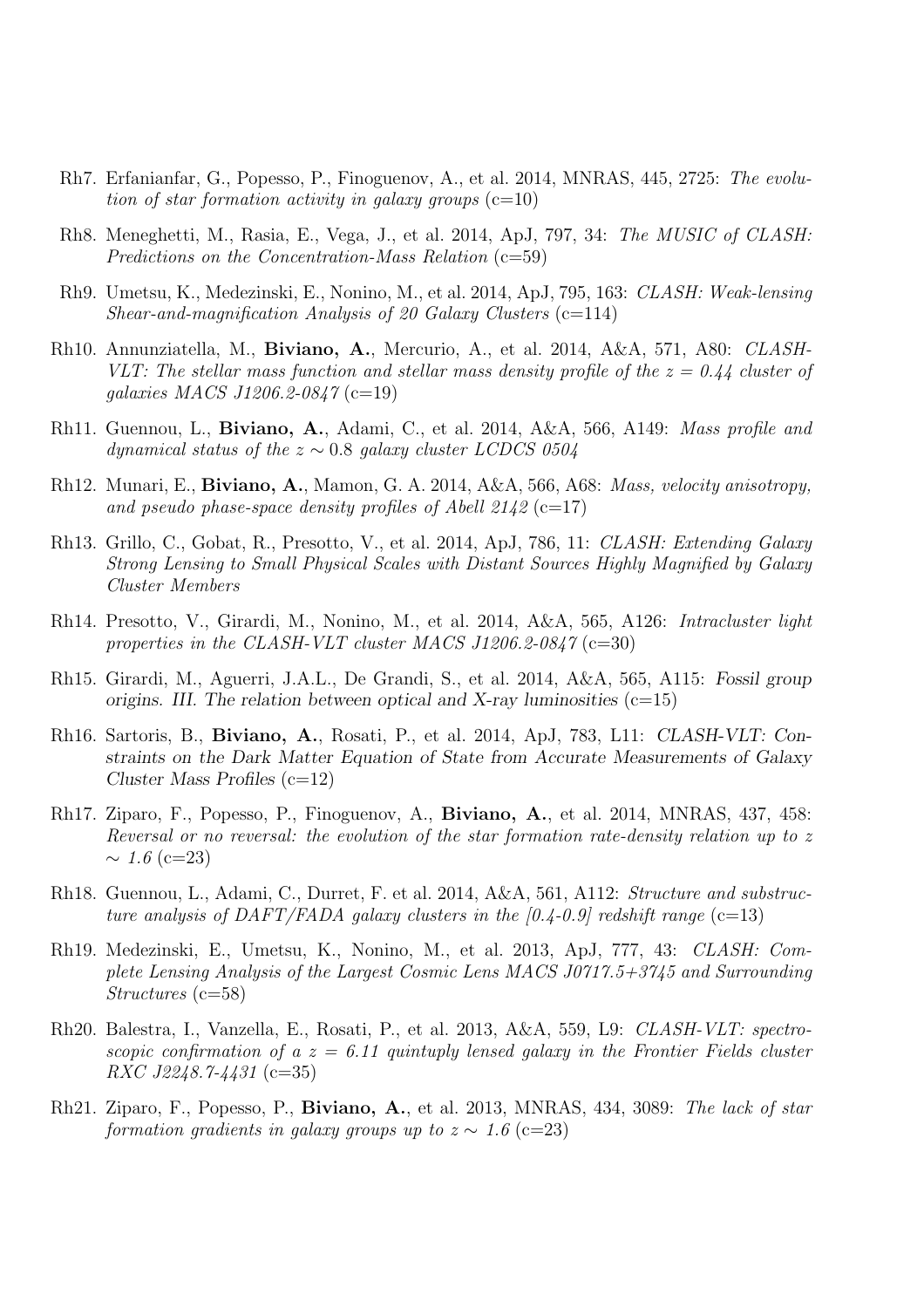- Rh7. Erfanianfar, G., Popesso, P., Finoguenov, A., et al. 2014, MNRAS, 445, 2725: *The evolution of star formation activity in galaxy groups* (c=10)
- Rh8. Meneghetti, M., Rasia, E., Vega, J., et al. 2014, ApJ, 797, 34: *The MUSIC of CLASH: Predictions on the Concentration-Mass Relation* (c=59)
- Rh9. Umetsu, K., Medezinski, E., Nonino, M., et al. 2014, ApJ, 795, 163: *CLASH: Weak-lensing Shear-and-magnification Analysis of 20 Galaxy Clusters* (c=114)
- Rh10. Annunziatella, M., **Biviano, A.**, Mercurio, A., et al. 2014, A&A, 571, A80: *CLASH-VLT: The stellar mass function and stellar mass density profile of the $z = 0.44$ cluster of galaxies MACS J1206.2-0847* (c=19)
- Rh11. Guennou, L., **Biviano, A.**, Adami, C., et al. 2014, A&A, 566, A149: *Mass profile and dynamical status of the $z \sim 0.8$ galaxy cluster LCDCS 0504*
- Rh12. Munari, E., **Biviano, A.**, Mamon, G. A. 2014, A&A, 566, A68: *Mass, velocity anisotropy, and pseudo phase-space density profiles of Abell 2142* (c=17)
- Rh13. Grillo, C., Gobat, R., Presotto, V., et al. 2014, ApJ, 786, 11: *CLASH: Extending Galaxy Strong Lensing to Small Physical Scales with Distant Sources Highly Magnified by Galaxy Cluster Members*
- Rh14. Presotto, V., Girardi, M., Nonino, M., et al. 2014, A&A, 565, A126: *Intracluster light properties in the CLASH-VLT cluster MACS J1206.2-0847* (c=30)
- Rh15. Girardi, M., Aguerri, J.A.L., De Grandi, S., et al. 2014, A&A, 565, A115: *Fossil group origins. III. The relation between optical and X-ray luminosities* (c=15)
- Rh16. Sartoris, B., **Biviano, A.**, Rosati, P., et al. 2014, ApJ, 783, L11: *CLASH-VLT: Constraints on the Dark Matter Equation of State from Accurate Measurements of Galaxy Cluster Mass Profiles* (c=12)
- Rh17. Ziparo, F., Popesso, P., Finoguenov, A., **Biviano, A.**, et al. 2014, MNRAS, 437, 458: *Reversal or no reversal: the evolution of the star formation rate-density relation up to $z \sim 1.6$* (c=23)
- Rh18. Guennou, L., Adami, C., Durret, F. et al. 2014, A&A, 561, A112: *Structure and substructure analysis of DAFT/FADA galaxy clusters in the [0.4-0.9] redshift range* (c=13)
- Rh19. Medezinski, E., Umetsu, K., Nonino, M., et al. 2013, ApJ, 777, 43: *CLASH: Complete Lensing Analysis of the Largest Cosmic Lens MACS J0717.5+3745 and Surrounding Structures* (c=58)
- Rh20. Balestra, I., Vanzella, E., Rosati, P., et al. 2013, A&A, 559, L9: *CLASH-VLT: spectroscopic confirmation of a $z = 6.11$ quintuply lensed galaxy in the Frontier Fields cluster RXC J2248.7-4431* (c=35)
- Rh21. Ziparo, F., Popesso, P., **Biviano, A.**, et al. 2013, MNRAS, 434, 3089: *The lack of star formation gradients in galaxy groups up to $z \sim 1.6$* (c=23)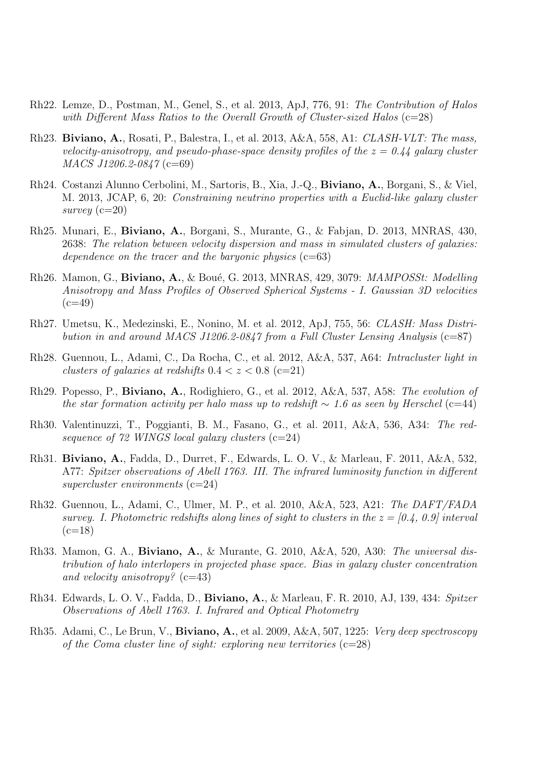Rh22. Lemze, D., Postman, M., Genel, S., et al. 2013, ApJ, 776, 91: *The Contribution of Halos with Different Mass Ratios to the Overall Growth of Cluster-sized Halos* (c=28)

Rh23. **Biviano, A.**, Rosati, P., Balestra, I., et al. 2013, A&A, 558, A1: *CLASH-VLT: The mass, velocity-anisotropy, and pseudo-phase-space density profiles of the z = 0.44 galaxy cluster MACS J1206.2-0847* (c=69)

Rh24. Costanzi Alunno Cerbolini, M., Sartoris, B., Xia, J.-Q., **Biviano, A.**, Borgani, S., & Viel, M. 2013, JCAP, 6, 20: *Constraining neutrino properties with a Euclid-like galaxy cluster survey* (c=20)

Rh25. Munari, E., **Biviano, A.**, Borgani, S., Murante, G., & Fabjan, D. 2013, MNRAS, 430, 2638: *The relation between velocity dispersion and mass in simulated clusters of galaxies: dependence on the tracer and the baryonic physics* (c=63)

Rh26. Mamon, G., **Biviano, A.**, & Boué, G. 2013, MNRAS, 429, 3079: *MAMPOSSt: Modelling Anisotropy and Mass Profiles of Observed Spherical Systems - I. Gaussian 3D velocities* (c=49)

Rh27. Umetsu, K., Medezinski, E., Nonino, M. et al. 2012, ApJ, 755, 56: *CLASH: Mass Distribution in and around MACS J1206.2-0847 from a Full Cluster Lensing Analysis* (c=87)

Rh28. Guennou, L., Adami, C., Da Rocha, C., et al. 2012, A&A, 537, A64: *Intracluster light in clusters of galaxies at redshifts* $0.4 < z < 0.8$ (c=21)

Rh29. Popesso, P., **Biviano, A.**, Rodighiero, G., et al. 2012, A&A, 537, A58: *The evolution of the star formation activity per halo mass up to redshift* $\sim$ *1.6 as seen by Herschel* (c=44)

Rh30. Valentinuzzi, T., Poggianti, B. M., Fasano, G., et al. 2011, A&A, 536, A34: *The red-sequence of 72 WINGS local galaxy clusters* (c=24)

Rh31. **Biviano, A.**, Fadda, D., Durret, F., Edwards, L. O. V., & Marleau, F. 2011, A&A, 532, A77: *Spitzer observations of Abell 1763. III. The infrared luminosity function in different supercluster environments* (c=24)

Rh32. Guennou, L., Adami, C., Ulmer, M. P., et al. 2010, A&A, 523, A21: *The DAFT/FADA survey. I. Photometric redshifts along lines of sight to clusters in the z = [0.4, 0.9] interval* (c=18)

Rh33. Mamon, G. A., **Biviano, A.**, & Murante, G. 2010, A&A, 520, A30: *The universal distribution of halo interlopers in projected phase space. Bias in galaxy cluster concentration and velocity anisotropy?* (c=43)

Rh34. Edwards, L. O. V., Fadda, D., **Biviano, A.**, & Marleau, F. R. 2010, AJ, 139, 434: *Spitzer Observations of Abell 1763. I. Infrared and Optical Photometry*

Rh35. Adami, C., Le Brun, V., **Biviano, A.**, et al. 2009, A&A, 507, 1225: *Very deep spectroscopy of the Coma cluster line of sight: exploring new territories* (c=28)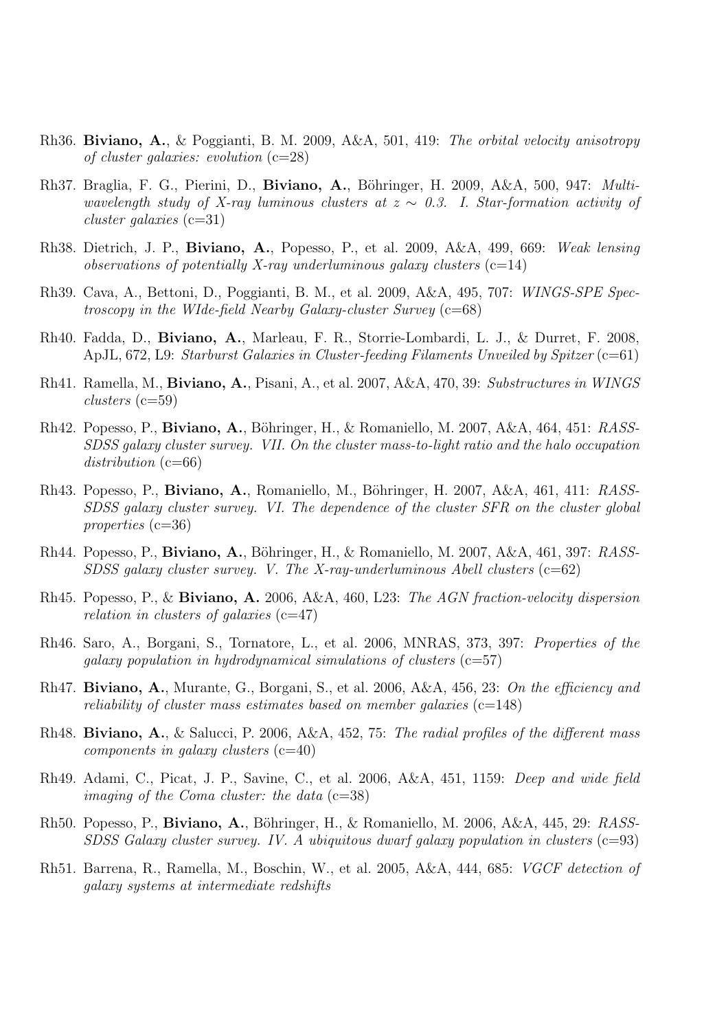Rh36. **Biviano, A.**, & Poggianti, B. M. 2009, A&A, 501, 419: *The orbital velocity anisotropy of cluster galaxies: evolution* (c=28)

Rh37. Braglia, F. G., Pierini, D., **Biviano, A.**, Böhringer, H. 2009, A&A, 500, 947: *Multi-wavelength study of X-ray luminous clusters at $z \sim 0.3$. I. Star-formation activity of cluster galaxies* (c=31)

Rh38. Dietrich, J. P., **Biviano, A.**, Popesso, P., et al. 2009, A&A, 499, 669: *Weak lensing observations of potentially X-ray underluminous galaxy clusters* (c=14)

Rh39. Cava, A., Bettoni, D., Poggianti, B. M., et al. 2009, A&A, 495, 707: *WINGS-SPE Spectroscopy in the WIde-field Nearby Galaxy-cluster Survey* (c=68)

Rh40. Fadda, D., **Biviano, A.**, Marleau, F. R., Storrie-Lombardi, L. J., & Durret, F. 2008, ApJL, 672, L9: *Starburst Galaxies in Cluster-feeding Filaments Unveiled by Spitzer* (c=61)

Rh41. Ramella, M., **Biviano, A.**, Pisani, A., et al. 2007, A&A, 470, 39: *Substructures in WINGS clusters* (c=59)

Rh42. Popesso, P., **Biviano, A.**, Böhringer, H., & Romaniello, M. 2007, A&A, 464, 451: *RASS-SDSS galaxy cluster survey. VII. On the cluster mass-to-light ratio and the halo occupation distribution* (c=66)

Rh43. Popesso, P., **Biviano, A.**, Romaniello, M., Böhringer, H. 2007, A&A, 461, 411: *RASS-SDSS galaxy cluster survey. VI. The dependence of the cluster SFR on the cluster global properties* (c=36)

Rh44. Popesso, P., **Biviano, A.**, Böhringer, H., & Romaniello, M. 2007, A&A, 461, 397: *RASS-SDSS galaxy cluster survey. V. The X-ray-underluminous Abell clusters* (c=62)

Rh45. Popesso, P., & **Biviano, A.** 2006, A&A, 460, L23: *The AGN fraction-velocity dispersion relation in clusters of galaxies* (c=47)

Rh46. Saro, A., Borgani, S., Tornatore, L., et al. 2006, MNRAS, 373, 397: *Properties of the galaxy population in hydrodynamical simulations of clusters* (c=57)

Rh47. **Biviano, A.**, Murante, G., Borgani, S., et al. 2006, A&A, 456, 23: *On the efficiency and reliability of cluster mass estimates based on member galaxies* (c=148)

Rh48. **Biviano, A.**, & Salucci, P. 2006, A&A, 452, 75: *The radial profiles of the different mass components in galaxy clusters* (c=40)

Rh49. Adami, C., Picat, J. P., Savine, C., et al. 2006, A&A, 451, 1159: *Deep and wide field imaging of the Coma cluster: the data* (c=38)

Rh50. Popesso, P., **Biviano, A.**, Böhringer, H., & Romaniello, M. 2006, A&A, 445, 29: *RASS-SDSS Galaxy cluster survey. IV. A ubiquitous dwarf galaxy population in clusters* (c=93)

Rh51. Barrena, R., Ramella, M., Boschin, W., et al. 2005, A&A, 444, 685: *VGCF detection of galaxy systems at intermediate redshifts*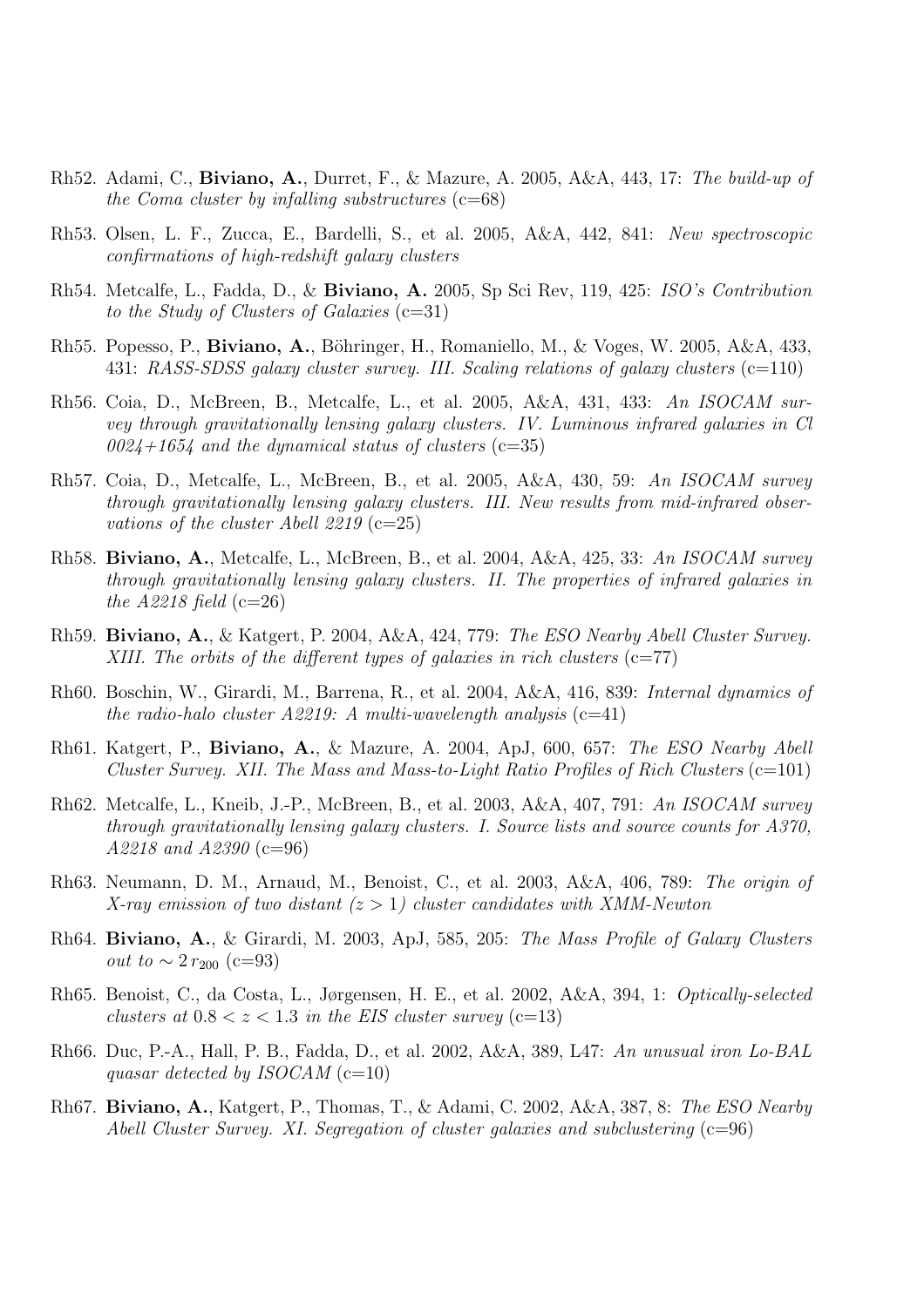Rh52. Adami, C., **Biviano, A.**, Durret, F., & Mazure, A. 2005, A&A, 443, 17: *The build-up of the Coma cluster by infalling substructures* (c=68)

Rh53. Olsen, L. F., Zucca, E., Bardelli, S., et al. 2005, A&A, 442, 841: *New spectroscopic confirmations of high-redshift galaxy clusters*

Rh54. Metcalfe, L., Fadda, D., & **Biviano, A.** 2005, Sp Sci Rev, 119, 425: *ISO's Contribution to the Study of Clusters of Galaxies* (c=31)

Rh55. Popesso, P., **Biviano, A.**, Böhringer, H., Romaniello, M., & Voges, W. 2005, A&A, 433, 431: *RASS-SDSS galaxy cluster survey. III. Scaling relations of galaxy clusters* (c=110)

Rh56. Coia, D., McBreen, B., Metcalfe, L., et al. 2005, A&A, 431, 433: *An ISOCAM survey through gravitationally lensing galaxy clusters. IV. Luminous infrared galaxies in Cl 0024+1654 and the dynamical status of clusters* (c=35)

Rh57. Coia, D., Metcalfe, L., McBreen, B., et al. 2005, A&A, 430, 59: *An ISOCAM survey through gravitationally lensing galaxy clusters. III. New results from mid-infrared observations of the cluster Abell 2219* (c=25)

Rh58. **Biviano, A.**, Metcalfe, L., McBreen, B., et al. 2004, A&A, 425, 33: *An ISOCAM survey through gravitationally lensing galaxy clusters. II. The properties of infrared galaxies in the A2218 field* (c=26)

Rh59. **Biviano, A.**, & Katgert, P. 2004, A&A, 424, 779: *The ESO Nearby Abell Cluster Survey. XIII. The orbits of the different types of galaxies in rich clusters* (c=77)

Rh60. Boschin, W., Girardi, M., Barrena, R., et al. 2004, A&A, 416, 839: *Internal dynamics of the radio-halo cluster A2219: A multi-wavelength analysis* (c=41)

Rh61. Katgert, P., **Biviano, A.**, & Mazure, A. 2004, ApJ, 600, 657: *The ESO Nearby Abell Cluster Survey. XII. The Mass and Mass-to-Light Ratio Profiles of Rich Clusters* (c=101)

Rh62. Metcalfe, L., Kneib, J.-P., McBreen, B., et al. 2003, A&A, 407, 791: *An ISOCAM survey through gravitationally lensing galaxy clusters. I. Source lists and source counts for A370, A2218 and A2390* (c=96)

Rh63. Neumann, D. M., Arnaud, M., Benoist, C., et al. 2003, A&A, 406, 789: *The origin of X-ray emission of two distant ($z > 1$) cluster candidates with XMM-Newton*

Rh64. **Biviano, A.**, & Girardi, M. 2003, ApJ, 585, 205: *The Mass Profile of Galaxy Clusters out to $\sim 2\,r_{200}$* (c=93)

Rh65. Benoist, C., da Costa, L., Jørgensen, H. E., et al. 2002, A&A, 394, 1: *Optically-selected clusters at $0.8 < z < 1.3$ in the EIS cluster survey* (c=13)

Rh66. Duc, P.-A., Hall, P. B., Fadda, D., et al. 2002, A&A, 389, L47: *An unusual iron Lo-BAL quasar detected by ISOCAM* (c=10)

Rh67. **Biviano, A.**, Katgert, P., Thomas, T., & Adami, C. 2002, A&A, 387, 8: *The ESO Nearby Abell Cluster Survey. XI. Segregation of cluster galaxies and subclustering* (c=96)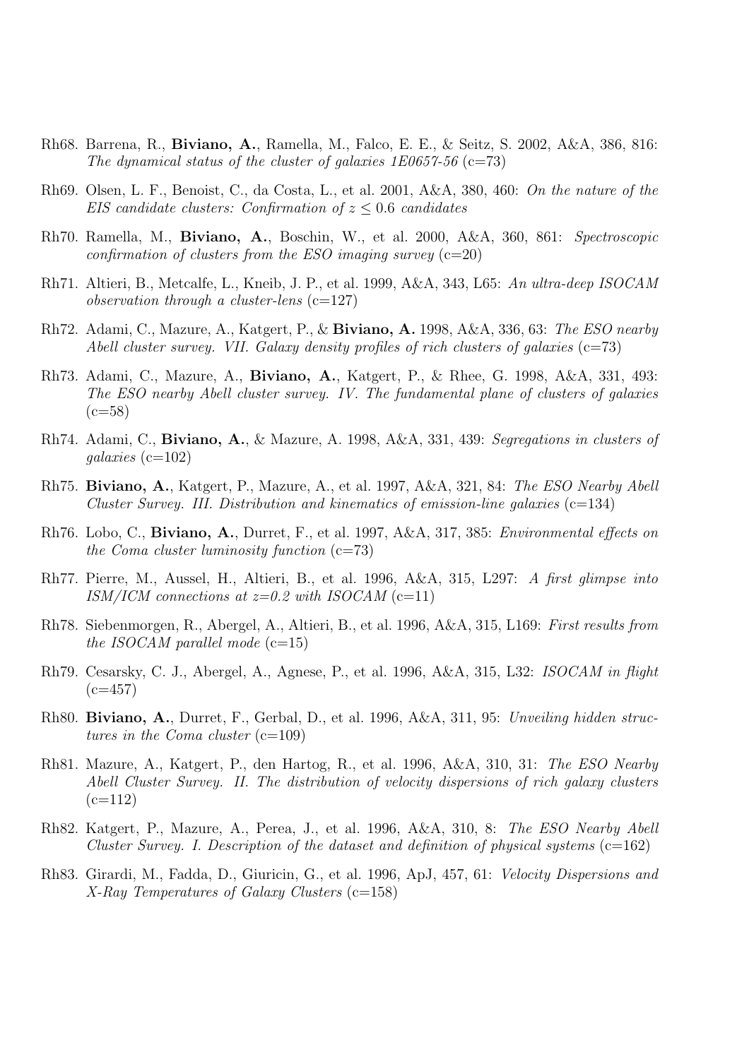Rh68. Barrena, R., **Biviano, A.**, Ramella, M., Falco, E. E., & Seitz, S. 2002, A&A, 386, 816: *The dynamical status of the cluster of galaxies 1E0657-56* (c=73)

Rh69. Olsen, L. F., Benoist, C., da Costa, L., et al. 2001, A&A, 380, 460: *On the nature of the EIS candidate clusters: Confirmation of $z \leq 0.6$ candidates*

Rh70. Ramella, M., **Biviano, A.**, Boschin, W., et al. 2000, A&A, 360, 861: *Spectroscopic confirmation of clusters from the ESO imaging survey* (c=20)

Rh71. Altieri, B., Metcalfe, L., Kneib, J. P., et al. 1999, A&A, 343, L65: *An ultra-deep ISOCAM observation through a cluster-lens* (c=127)

Rh72. Adami, C., Mazure, A., Katgert, P., & **Biviano, A.** 1998, A&A, 336, 63: *The ESO nearby Abell cluster survey. VII. Galaxy density profiles of rich clusters of galaxies* (c=73)

Rh73. Adami, C., Mazure, A., **Biviano, A.**, Katgert, P., & Rhee, G. 1998, A&A, 331, 493: *The ESO nearby Abell cluster survey. IV. The fundamental plane of clusters of galaxies* (c=58)

Rh74. Adami, C., **Biviano, A.**, & Mazure, A. 1998, A&A, 331, 439: *Segregations in clusters of galaxies* (c=102)

Rh75. **Biviano, A.**, Katgert, P., Mazure, A., et al. 1997, A&A, 321, 84: *The ESO Nearby Abell Cluster Survey. III. Distribution and kinematics of emission-line galaxies* (c=134)

Rh76. Lobo, C., **Biviano, A.**, Durret, F., et al. 1997, A&A, 317, 385: *Environmental effects on the Coma cluster luminosity function* (c=73)

Rh77. Pierre, M., Aussel, H., Altieri, B., et al. 1996, A&A, 315, L297: *A first glimpse into ISM/ICM connections at z=0.2 with ISOCAM* (c=11)

Rh78. Siebenmorgen, R., Abergel, A., Altieri, B., et al. 1996, A&A, 315, L169: *First results from the ISOCAM parallel mode* (c=15)

Rh79. Cesarsky, C. J., Abergel, A., Agnese, P., et al. 1996, A&A, 315, L32: *ISOCAM in flight* (c=457)

Rh80. **Biviano, A.**, Durret, F., Gerbal, D., et al. 1996, A&A, 311, 95: *Unveiling hidden structures in the Coma cluster* (c=109)

Rh81. Mazure, A., Katgert, P., den Hartog, R., et al. 1996, A&A, 310, 31: *The ESO Nearby Abell Cluster Survey. II. The distribution of velocity dispersions of rich galaxy clusters* (c=112)

Rh82. Katgert, P., Mazure, A., Perea, J., et al. 1996, A&A, 310, 8: *The ESO Nearby Abell Cluster Survey. I. Description of the dataset and definition of physical systems* (c=162)

Rh83. Girardi, M., Fadda, D., Giuricin, G., et al. 1996, ApJ, 457, 61: *Velocity Dispersions and X-Ray Temperatures of Galaxy Clusters* (c=158)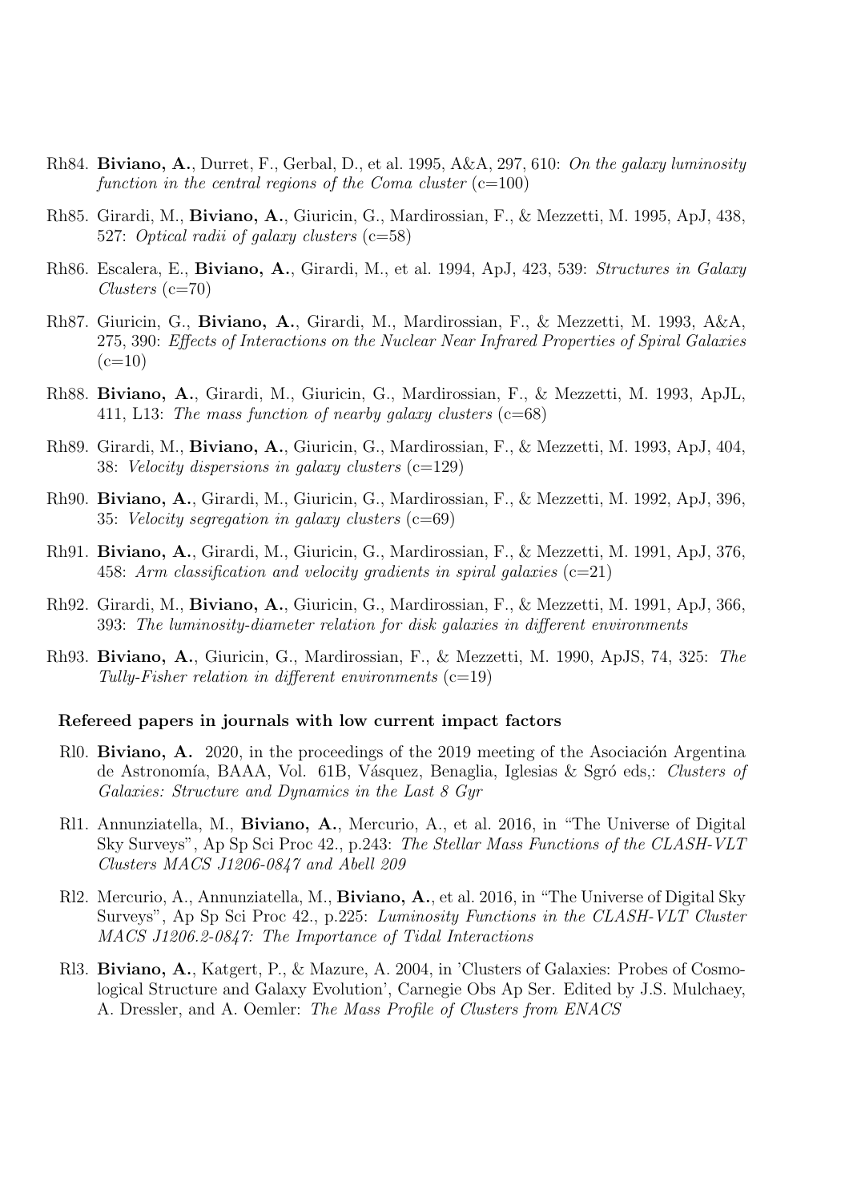Rh84. **Biviano, A.**, Durret, F., Gerbal, D., et al. 1995, A&A, 297, 610: *On the galaxy luminosity function in the central regions of the Coma cluster* (c=100)

Rh85. Girardi, M., **Biviano, A.**, Giuricin, G., Mardirossian, F., & Mezzetti, M. 1995, ApJ, 438, 527: *Optical radii of galaxy clusters* (c=58)

Rh86. Escalera, E., **Biviano, A.**, Girardi, M., et al. 1994, ApJ, 423, 539: *Structures in Galaxy Clusters* (c=70)

Rh87. Giuricin, G., **Biviano, A.**, Girardi, M., Mardirossian, F., & Mezzetti, M. 1993, A&A, 275, 390: *Effects of Interactions on the Nuclear Near Infrared Properties of Spiral Galaxies* (c=10)

Rh88. **Biviano, A.**, Girardi, M., Giuricin, G., Mardirossian, F., & Mezzetti, M. 1993, ApJL, 411, L13: *The mass function of nearby galaxy clusters* (c=68)

Rh89. Girardi, M., **Biviano, A.**, Giuricin, G., Mardirossian, F., & Mezzetti, M. 1993, ApJ, 404, 38: *Velocity dispersions in galaxy clusters* (c=129)

Rh90. **Biviano, A.**, Girardi, M., Giuricin, G., Mardirossian, F., & Mezzetti, M. 1992, ApJ, 396, 35: *Velocity segregation in galaxy clusters* (c=69)

Rh91. **Biviano, A.**, Girardi, M., Giuricin, G., Mardirossian, F., & Mezzetti, M. 1991, ApJ, 376, 458: *Arm classification and velocity gradients in spiral galaxies* (c=21)

Rh92. Girardi, M., **Biviano, A.**, Giuricin, G., Mardirossian, F., & Mezzetti, M. 1991, ApJ, 366, 393: *The luminosity-diameter relation for disk galaxies in different environments*

Rh93. **Biviano, A.**, Giuricin, G., Mardirossian, F., & Mezzetti, M. 1990, ApJS, 74, 325: *The Tully-Fisher relation in different environments* (c=19)

**Refereed papers in journals with low current impact factors**

Rl0. **Biviano, A.** 2020, in the proceedings of the 2019 meeting of the Asociación Argentina de Astronomía, BAAA, Vol. 61B, Vásquez, Benaglia, Iglesias & Sgró eds,: *Clusters of Galaxies: Structure and Dynamics in the Last 8 Gyr*

Rl1. Annunziatella, M., **Biviano, A.**, Mercurio, A., et al. 2016, in "The Universe of Digital Sky Surveys", Ap Sp Sci Proc 42., p.243: *The Stellar Mass Functions of the CLASH-VLT Clusters MACS J1206-0847 and Abell 209*

Rl2. Mercurio, A., Annunziatella, M., **Biviano, A.**, et al. 2016, in "The Universe of Digital Sky Surveys", Ap Sp Sci Proc 42., p.225: *Luminosity Functions in the CLASH-VLT Cluster MACS J1206.2-0847: The Importance of Tidal Interactions*

Rl3. **Biviano, A.**, Katgert, P., & Mazure, A. 2004, in 'Clusters of Galaxies: Probes of Cosmological Structure and Galaxy Evolution', Carnegie Obs Ap Ser. Edited by J.S. Mulchaey, A. Dressler, and A. Oemler: *The Mass Profile of Clusters from ENACS*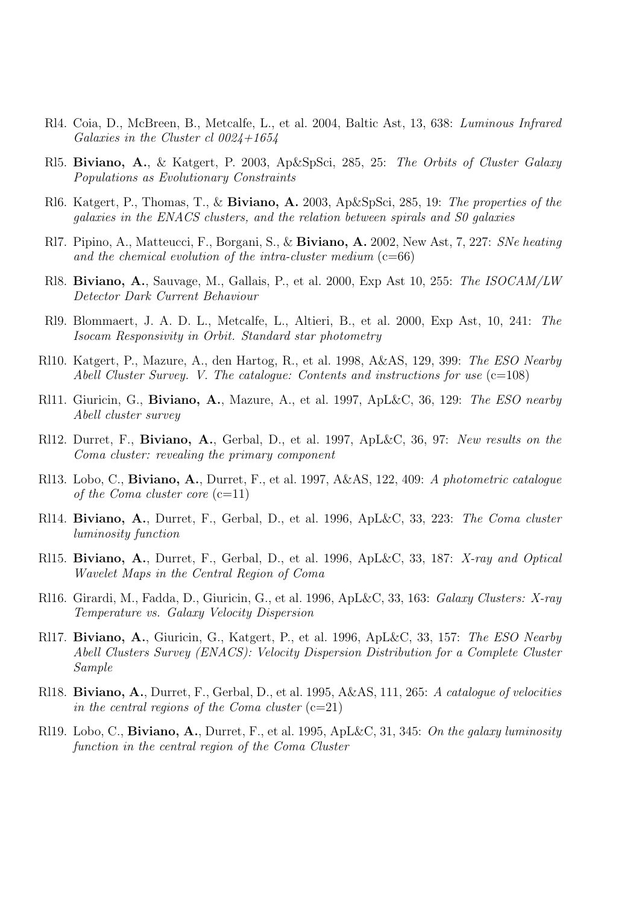- Rl4. Coia, D., McBreen, B., Metcalfe, L., et al. 2004, Baltic Ast, 13, 638: *Luminous Infrared Galaxies in the Cluster cl 0024+1654*
- Rl5. **Biviano, A.**, & Katgert, P. 2003, Ap&SpSci, 285, 25: *The Orbits of Cluster Galaxy Populations as Evolutionary Constraints*
- Rl6. Katgert, P., Thomas, T., & **Biviano, A.** 2003, Ap&SpSci, 285, 19: *The properties of the galaxies in the ENACS clusters, and the relation between spirals and S0 galaxies*
- Rl7. Pipino, A., Matteucci, F., Borgani, S., & **Biviano, A.** 2002, New Ast, 7, 227: *SNe heating and the chemical evolution of the intra-cluster medium* (c=66)
- Rl8. **Biviano, A.**, Sauvage, M., Gallais, P., et al. 2000, Exp Ast 10, 255: *The ISOCAM/LW Detector Dark Current Behaviour*
- Rl9. Blommaert, J. A. D. L., Metcalfe, L., Altieri, B., et al. 2000, Exp Ast, 10, 241: *The Isocam Responsivity in Orbit. Standard star photometry*
- Rl10. Katgert, P., Mazure, A., den Hartog, R., et al. 1998, A&AS, 129, 399: *The ESO Nearby Abell Cluster Survey. V. The catalogue: Contents and instructions for use* (c=108)
- Rl11. Giuricin, G., **Biviano, A.**, Mazure, A., et al. 1997, ApL&C, 36, 129: *The ESO nearby Abell cluster survey*
- Rl12. Durret, F., **Biviano, A.**, Gerbal, D., et al. 1997, ApL&C, 36, 97: *New results on the Coma cluster: revealing the primary component*
- Rl13. Lobo, C., **Biviano, A.**, Durret, F., et al. 1997, A&AS, 122, 409: *A photometric catalogue of the Coma cluster core* (c=11)
- Rl14. **Biviano, A.**, Durret, F., Gerbal, D., et al. 1996, ApL&C, 33, 223: *The Coma cluster luminosity function*
- Rl15. **Biviano, A.**, Durret, F., Gerbal, D., et al. 1996, ApL&C, 33, 187: *X-ray and Optical Wavelet Maps in the Central Region of Coma*
- Rl16. Girardi, M., Fadda, D., Giuricin, G., et al. 1996, ApL&C, 33, 163: *Galaxy Clusters: X-ray Temperature vs. Galaxy Velocity Dispersion*
- Rl17. **Biviano, A.**, Giuricin, G., Katgert, P., et al. 1996, ApL&C, 33, 157: *The ESO Nearby Abell Clusters Survey (ENACS): Velocity Dispersion Distribution for a Complete Cluster Sample*
- Rl18. **Biviano, A.**, Durret, F., Gerbal, D., et al. 1995, A&AS, 111, 265: *A catalogue of velocities in the central regions of the Coma cluster* (c=21)
- Rl19. Lobo, C., **Biviano, A.**, Durret, F., et al. 1995, ApL&C, 31, 345: *On the galaxy luminosity function in the central region of the Coma Cluster*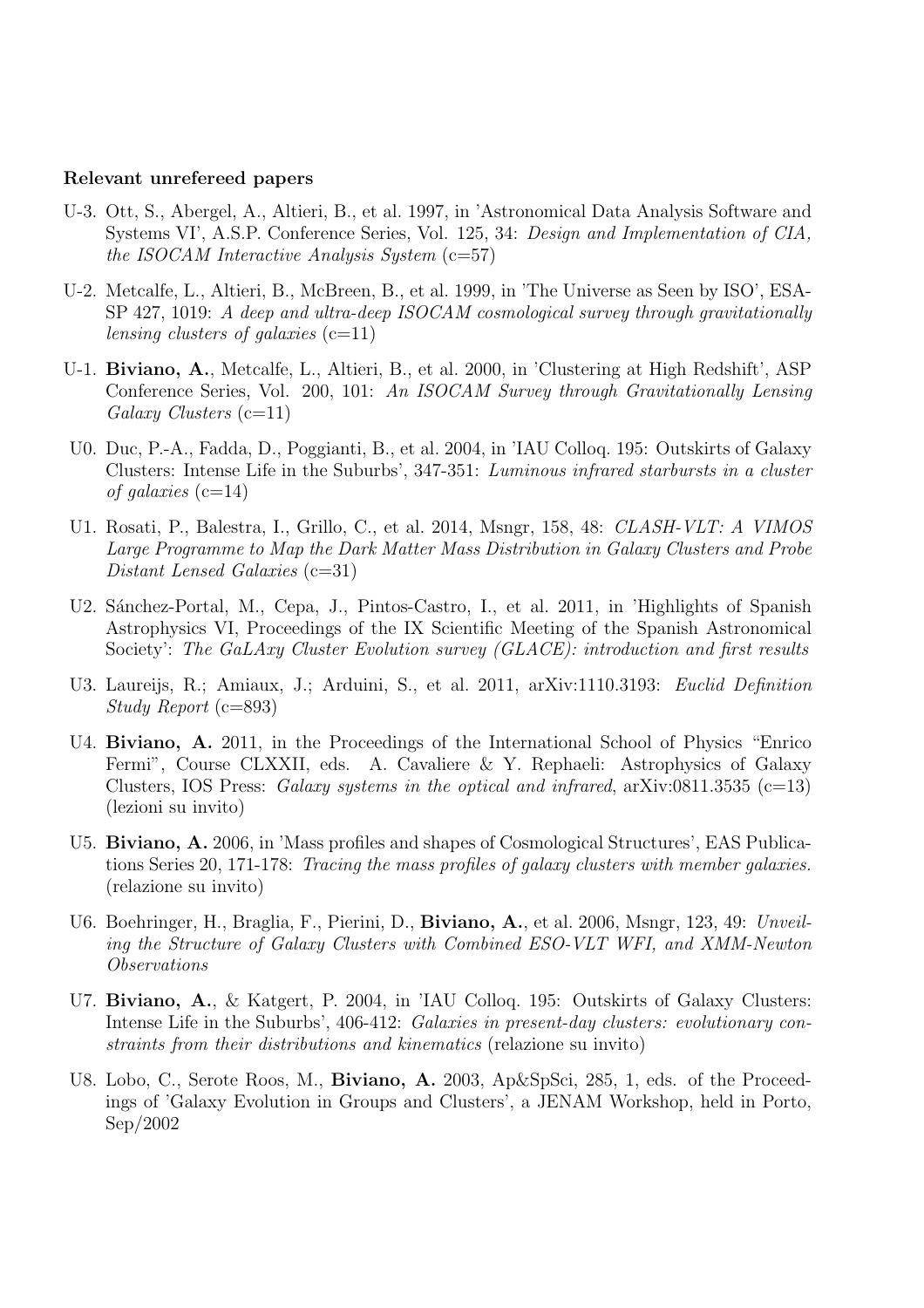**Relevant unrefereed papers**

- U-3. Ott, S., Abergel, A., Altieri, B., et al. 1997, in 'Astronomical Data Analysis Software and Systems VI', A.S.P. Conference Series, Vol. 125, 34: *Design and Implementation of CIA, the ISOCAM Interactive Analysis System* (c=57)
- U-2. Metcalfe, L., Altieri, B., McBreen, B., et al. 1999, in 'The Universe as Seen by ISO', ESA-SP 427, 1019: *A deep and ultra-deep ISOCAM cosmological survey through gravitationally lensing clusters of galaxies* (c=11)
- U-1. **Biviano, A.**, Metcalfe, L., Altieri, B., et al. 2000, in 'Clustering at High Redshift', ASP Conference Series, Vol. 200, 101: *An ISOCAM Survey through Gravitationally Lensing Galaxy Clusters* (c=11)
- U0. Duc, P.-A., Fadda, D., Poggianti, B., et al. 2004, in 'IAU Colloq. 195: Outskirts of Galaxy Clusters: Intense Life in the Suburbs', 347-351: *Luminous infrared starbursts in a cluster of galaxies* (c=14)
- U1. Rosati, P., Balestra, I., Grillo, C., et al. 2014, Msngr, 158, 48: *CLASH-VLT: A VIMOS Large Programme to Map the Dark Matter Mass Distribution in Galaxy Clusters and Probe Distant Lensed Galaxies* (c=31)
- U2. Sánchez-Portal, M., Cepa, J., Pintos-Castro, I., et al. 2011, in 'Highlights of Spanish Astrophysics VI, Proceedings of the IX Scientific Meeting of the Spanish Astronomical Society': *The GaLAxy Cluster Evolution survey (GLACE): introduction and first results*
- U3. Laureijs, R.; Amiaux, J.; Arduini, S., et al. 2011, arXiv:1110.3193: *Euclid Definition Study Report* (c=893)
- U4. **Biviano, A.** 2011, in the Proceedings of the International School of Physics "Enrico Fermi", Course CLXXII, eds. A. Cavaliere & Y. Rephaeli: Astrophysics of Galaxy Clusters, IOS Press: *Galaxy systems in the optical and infrared*, arXiv:0811.3535 (c=13) (lezioni su invito)
- U5. **Biviano, A.** 2006, in 'Mass profiles and shapes of Cosmological Structures', EAS Publications Series 20, 171-178: *Tracing the mass profiles of galaxy clusters with member galaxies.* (relazione su invito)
- U6. Boehringer, H., Braglia, F., Pierini, D., **Biviano, A.**, et al. 2006, Msngr, 123, 49: *Unveiling the Structure of Galaxy Clusters with Combined ESO-VLT WFI, and XMM-Newton Observations*
- U7. **Biviano, A.**, & Katgert, P. 2004, in 'IAU Colloq. 195: Outskirts of Galaxy Clusters: Intense Life in the Suburbs', 406-412: *Galaxies in present-day clusters: evolutionary constraints from their distributions and kinematics* (relazione su invito)
- U8. Lobo, C., Serote Roos, M., **Biviano, A.** 2003, Ap&SpSci, 285, 1, eds. of the Proceedings of 'Galaxy Evolution in Groups and Clusters', a JENAM Workshop, held in Porto, Sep/2002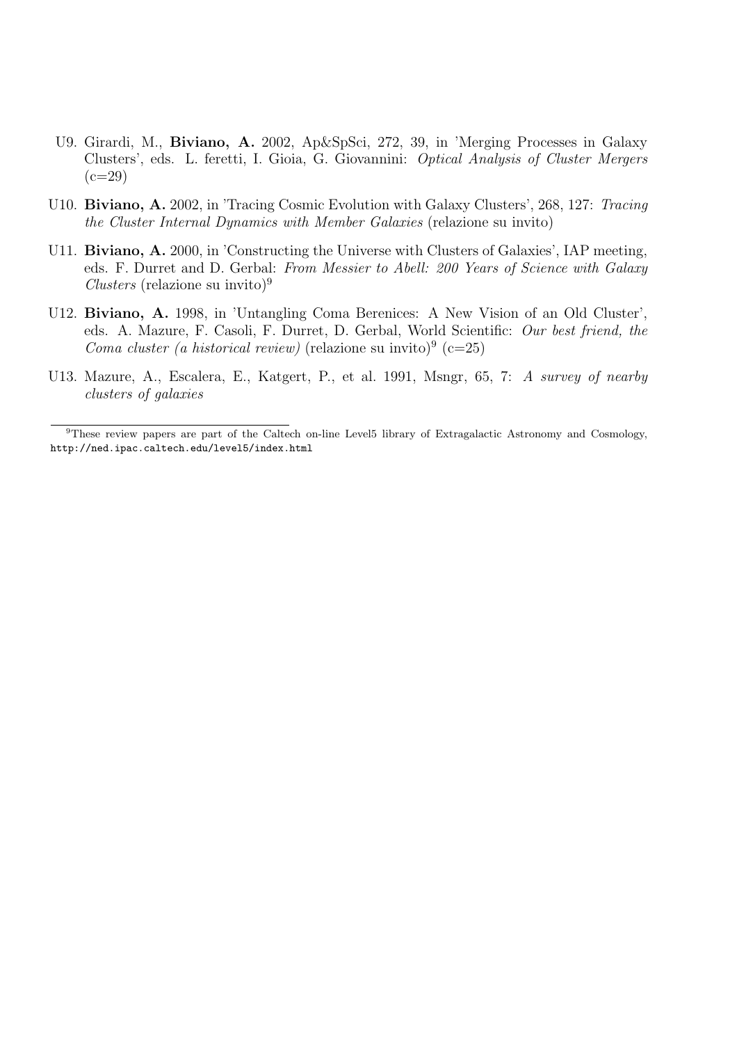U9. Girardi, M., **Biviano, A.** 2002, Ap&SpSci, 272, 39, in 'Merging Processes in Galaxy Clusters', eds. L. feretti, I. Gioia, G. Giovannini: *Optical Analysis of Cluster Mergers* (c=29)

U10. **Biviano, A.** 2002, in 'Tracing Cosmic Evolution with Galaxy Clusters', 268, 127: *Tracing the Cluster Internal Dynamics with Member Galaxies* (relazione su invito)

U11. **Biviano, A.** 2000, in 'Constructing the Universe with Clusters of Galaxies', IAP meeting, eds. F. Durret and D. Gerbal: *From Messier to Abell: 200 Years of Science with Galaxy Clusters* (relazione su invito)[9]

U12. **Biviano, A.** 1998, in 'Untangling Coma Berenices: A New Vision of an Old Cluster', eds. A. Mazure, F. Casoli, F. Durret, D. Gerbal, World Scientific: *Our best friend, the Coma cluster (a historical review)* (relazione su invito)[9] (c=25)

U13. Mazure, A., Escalera, E., Katgert, P., et al. 1991, Msngr, 65, 7: *A survey of nearby clusters of galaxies*

---

[9]These review papers are part of the Caltech on-line Level5 library of Extragalactic Astronomy and Cosmology, `http://ned.ipac.caltech.edu/level5/index.html`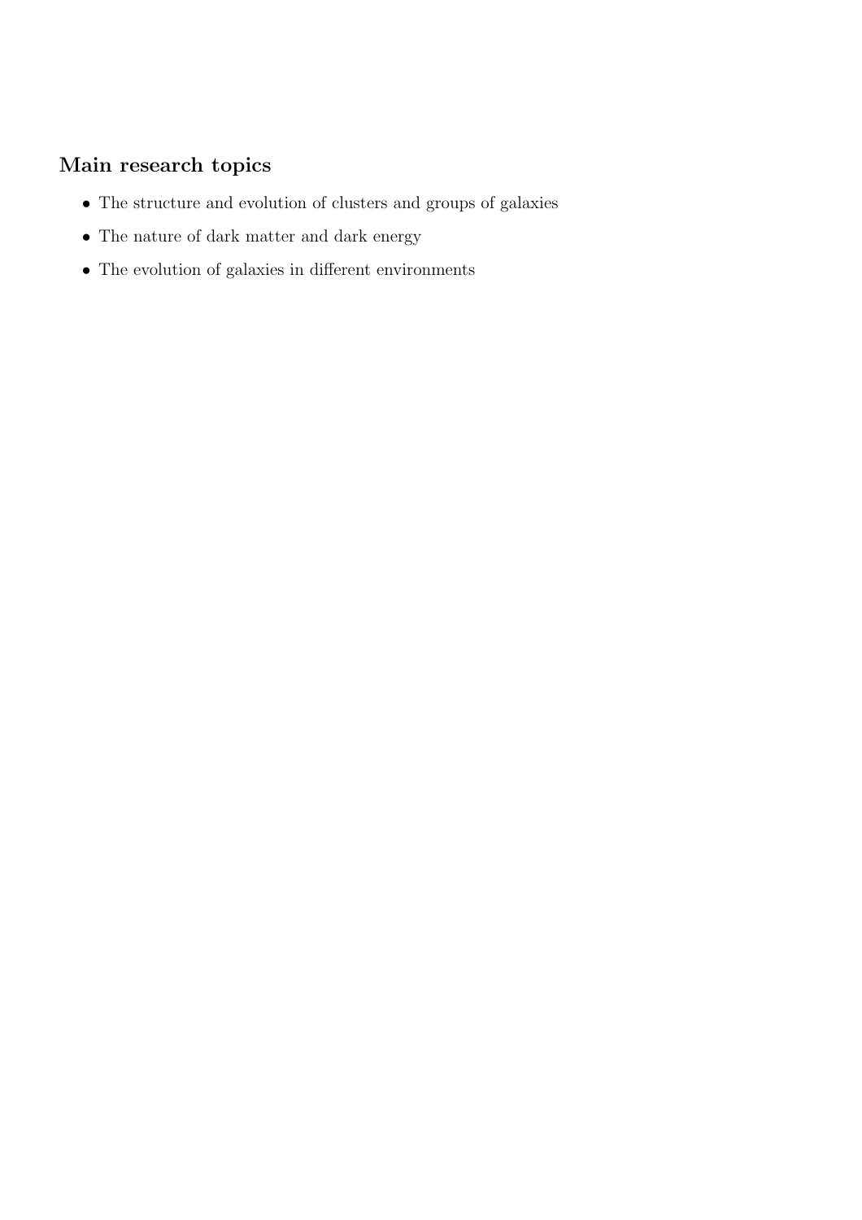## Main research topics

- The structure and evolution of clusters and groups of galaxies
- The nature of dark matter and dark energy
- The evolution of galaxies in different environments